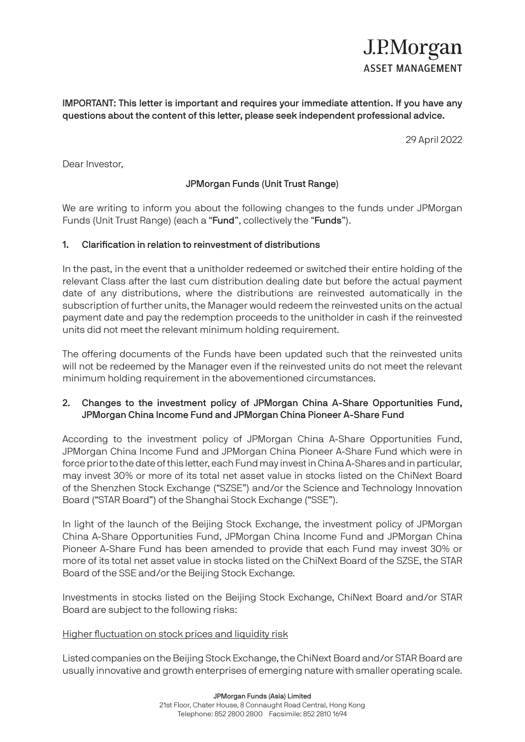J.P.Morgan
ASSET MANAGEMENT

**IMPORTANT: This letter is important and requires your immediate attention. If you have any questions about the content of this letter, please seek independent professional advice.**

29 April 2022

Dear Investor,

**JPMorgan Funds (Unit Trust Range)**

We are writing to inform you about the following changes to the funds under JPMorgan Funds (Unit Trust Range) (each a "**Fund**", collectively the "**Funds**").

## 1. Clarification in relation to reinvestment of distributions

In the past, in the event that a unitholder redeemed or switched their entire holding of the relevant Class after the last cum distribution dealing date but before the actual payment date of any distributions, where the distributions are reinvested automatically in the subscription of further units, the Manager would redeem the reinvested units on the actual payment date and pay the redemption proceeds to the unitholder in cash if the reinvested units did not meet the relevant minimum holding requirement.

The offering documents of the Funds have been updated such that the reinvested units will not be redeemed by the Manager even if the reinvested units do not meet the relevant minimum holding requirement in the abovementioned circumstances.

## 2. Changes to the investment policy of JPMorgan China A-Share Opportunities Fund, JPMorgan China Income Fund and JPMorgan China Pioneer A-Share Fund

According to the investment policy of JPMorgan China A-Share Opportunities Fund, JPMorgan China Income Fund and JPMorgan China Pioneer A-Share Fund which were in force prior to the date of this letter, each Fund may invest in China A-Shares and in particular, may invest 30% or more of its total net asset value in stocks listed on the ChiNext Board of the Shenzhen Stock Exchange ("SZSE") and/or the Science and Technology Innovation Board ("STAR Board") of the Shanghai Stock Exchange ("SSE").

In light of the launch of the Beijing Stock Exchange, the investment policy of JPMorgan China A-Share Opportunities Fund, JPMorgan China Income Fund and JPMorgan China Pioneer A-Share Fund has been amended to provide that each Fund may invest 30% or more of its total net asset value in stocks listed on the ChiNext Board of the SZSE, the STAR Board of the SSE and/or the Beijing Stock Exchange.

Investments in stocks listed on the Beijing Stock Exchange, ChiNext Board and/or STAR Board are subject to the following risks:

<u>Higher fluctuation on stock prices and liquidity risk</u>

Listed companies on the Beijing Stock Exchange, the ChiNext Board and/or STAR Board are usually innovative and growth enterprises of emerging nature with smaller operating scale.

**JPMorgan Funds (Asia) Limited**
21st Floor, Chater House, 8 Connaught Road Central, Hong Kong
Telephone: 852 2800 2800 Facsimile: 852 2810 1694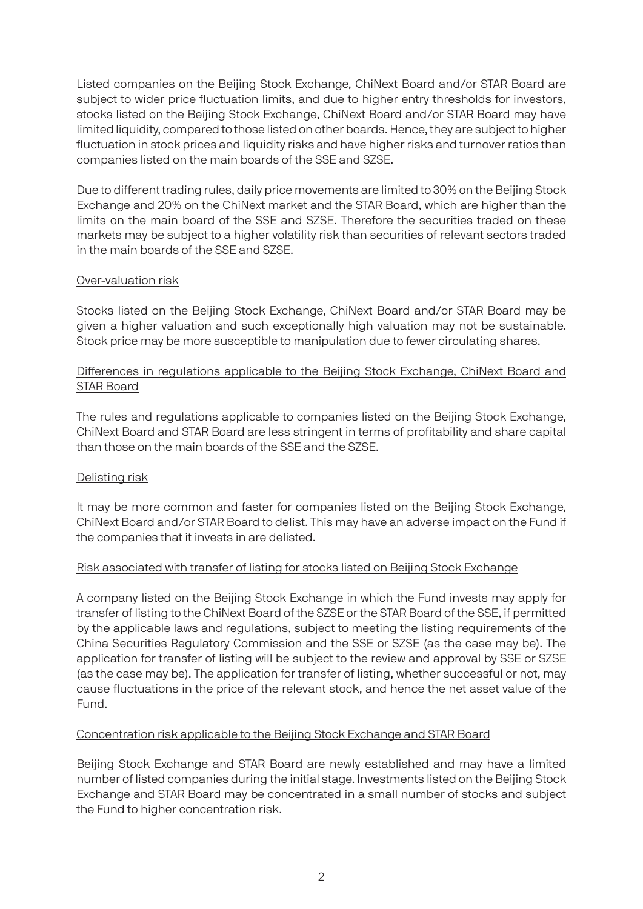Listed companies on the Beijing Stock Exchange, ChiNext Board and/or STAR Board are subject to wider price fluctuation limits, and due to higher entry thresholds for investors, stocks listed on the Beijing Stock Exchange, ChiNext Board and/or STAR Board may have limited liquidity, compared to those listed on other boards. Hence, they are subject to higher fluctuation in stock prices and liquidity risks and have higher risks and turnover ratios than companies listed on the main boards of the SSE and SZSE.

Due to different trading rules, daily price movements are limited to 30% on the Beijing Stock Exchange and 20% on the ChiNext market and the STAR Board, which are higher than the limits on the main board of the SSE and SZSE. Therefore the securities traded on these markets may be subject to a higher volatility risk than securities of relevant sectors traded in the main boards of the SSE and SZSE.

<u>Over-valuation risk</u>

Stocks listed on the Beijing Stock Exchange, ChiNext Board and/or STAR Board may be given a higher valuation and such exceptionally high valuation may not be sustainable. Stock price may be more susceptible to manipulation due to fewer circulating shares.

<u>Differences in regulations applicable to the Beijing Stock Exchange, ChiNext Board and STAR Board</u>

The rules and regulations applicable to companies listed on the Beijing Stock Exchange, ChiNext Board and STAR Board are less stringent in terms of profitability and share capital than those on the main boards of the SSE and the SZSE.

<u>Delisting risk</u>

It may be more common and faster for companies listed on the Beijing Stock Exchange, ChiNext Board and/or STAR Board to delist. This may have an adverse impact on the Fund if the companies that it invests in are delisted.

<u>Risk associated with transfer of listing for stocks listed on Beijing Stock Exchange</u>

A company listed on the Beijing Stock Exchange in which the Fund invests may apply for transfer of listing to the ChiNext Board of the SZSE or the STAR Board of the SSE, if permitted by the applicable laws and regulations, subject to meeting the listing requirements of the China Securities Regulatory Commission and the SSE or SZSE (as the case may be). The application for transfer of listing will be subject to the review and approval by SSE or SZSE (as the case may be). The application for transfer of listing, whether successful or not, may cause fluctuations in the price of the relevant stock, and hence the net asset value of the Fund.

<u>Concentration risk applicable to the Beijing Stock Exchange and STAR Board</u>

Beijing Stock Exchange and STAR Board are newly established and may have a limited number of listed companies during the initial stage. Investments listed on the Beijing Stock Exchange and STAR Board may be concentrated in a small number of stocks and subject the Fund to higher concentration risk.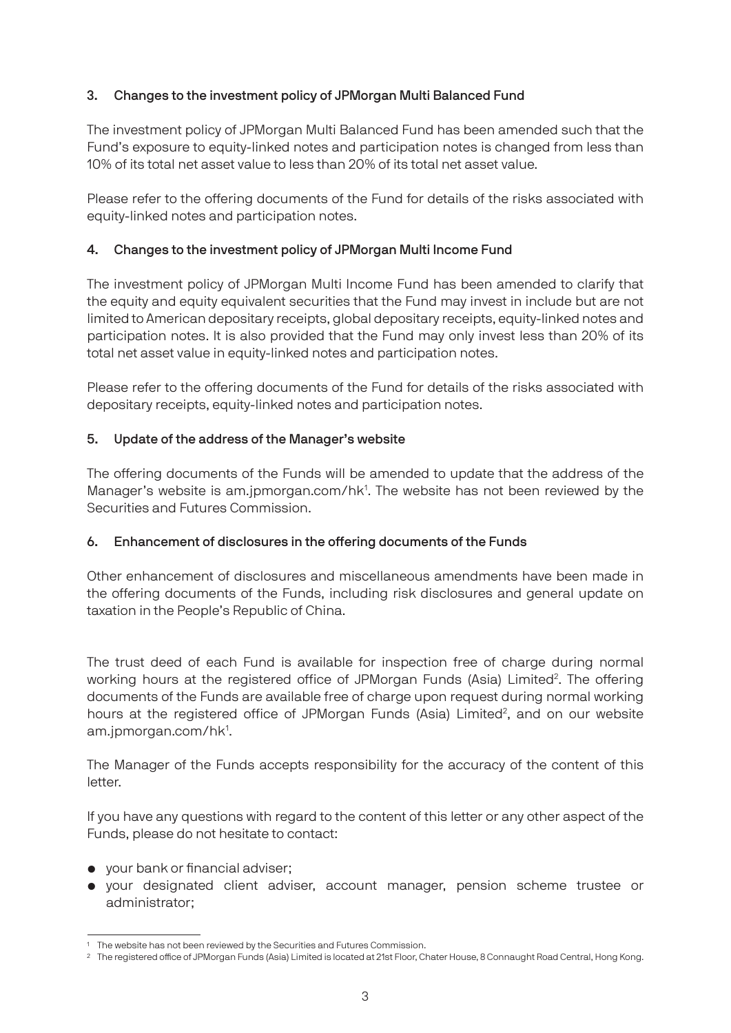### 3. Changes to the investment policy of JPMorgan Multi Balanced Fund

The investment policy of JPMorgan Multi Balanced Fund has been amended such that the Fund's exposure to equity-linked notes and participation notes is changed from less than 10% of its total net asset value to less than 20% of its total net asset value.

Please refer to the offering documents of the Fund for details of the risks associated with equity-linked notes and participation notes.

### 4. Changes to the investment policy of JPMorgan Multi Income Fund

The investment policy of JPMorgan Multi Income Fund has been amended to clarify that the equity and equity equivalent securities that the Fund may invest in include but are not limited to American depositary receipts, global depositary receipts, equity-linked notes and participation notes. It is also provided that the Fund may only invest less than 20% of its total net asset value in equity-linked notes and participation notes.

Please refer to the offering documents of the Fund for details of the risks associated with depositary receipts, equity-linked notes and participation notes.

### 5. Update of the address of the Manager's website

The offering documents of the Funds will be amended to update that the address of the Manager's website is am.jpmorgan.com/hk[1]. The website has not been reviewed by the Securities and Futures Commission.

### 6. Enhancement of disclosures in the offering documents of the Funds

Other enhancement of disclosures and miscellaneous amendments have been made in the offering documents of the Funds, including risk disclosures and general update on taxation in the People's Republic of China.

The trust deed of each Fund is available for inspection free of charge during normal working hours at the registered office of JPMorgan Funds (Asia) Limited[2]. The offering documents of the Funds are available free of charge upon request during normal working hours at the registered office of JPMorgan Funds (Asia) Limited[2], and on our website am.jpmorgan.com/hk[1].

The Manager of the Funds accepts responsibility for the accuracy of the content of this letter.

If you have any questions with regard to the content of this letter or any other aspect of the Funds, please do not hesitate to contact:

- your bank or financial adviser;
- your designated client adviser, account manager, pension scheme trustee or administrator;

[1] The website has not been reviewed by the Securities and Futures Commission.

[2] The registered office of JPMorgan Funds (Asia) Limited is located at 21st Floor, Chater House, 8 Connaught Road Central, Hong Kong.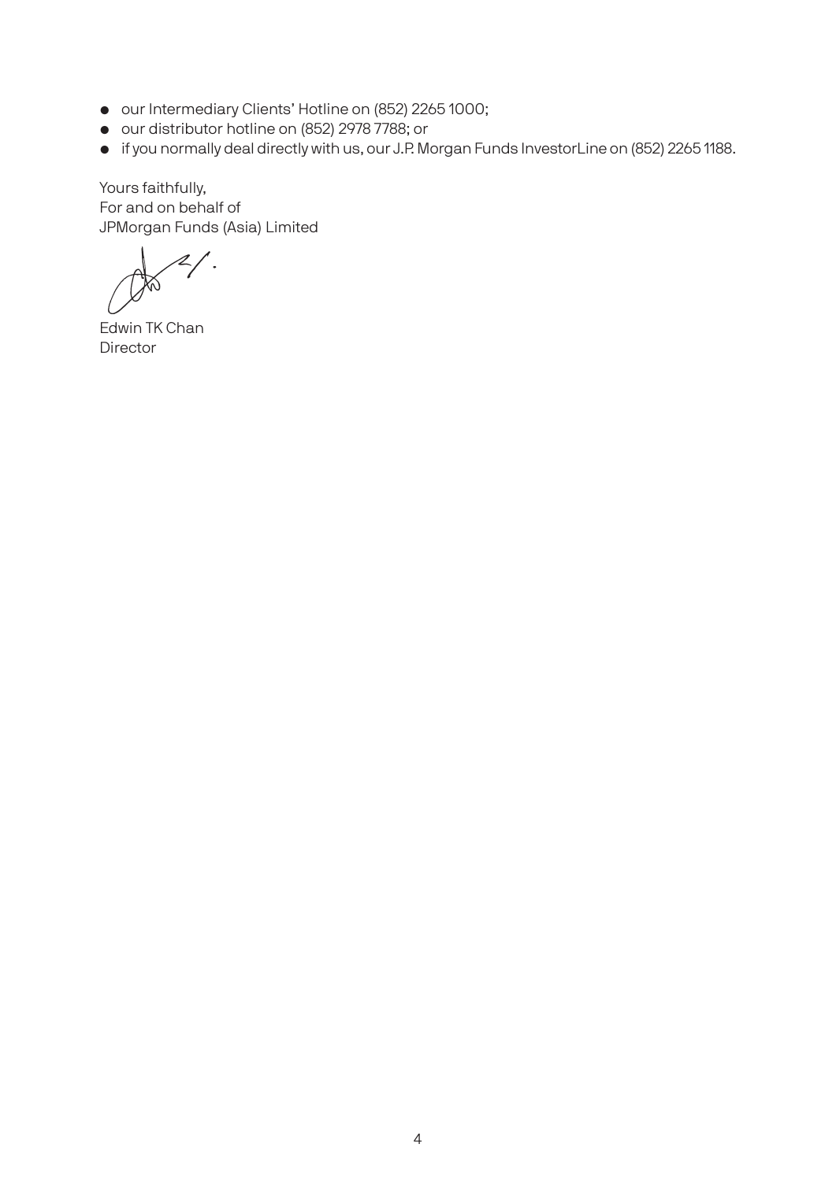- our Intermediary Clients' Hotline on (852) 2265 1000;
- our distributor hotline on (852) 2978 7788; or
- if you normally deal directly with us, our J.P. Morgan Funds InvestorLine on (852) 2265 1188.

Yours faithfully,
For and on behalf of
JPMorgan Funds (Asia) Limited

Edwin TK Chan
Director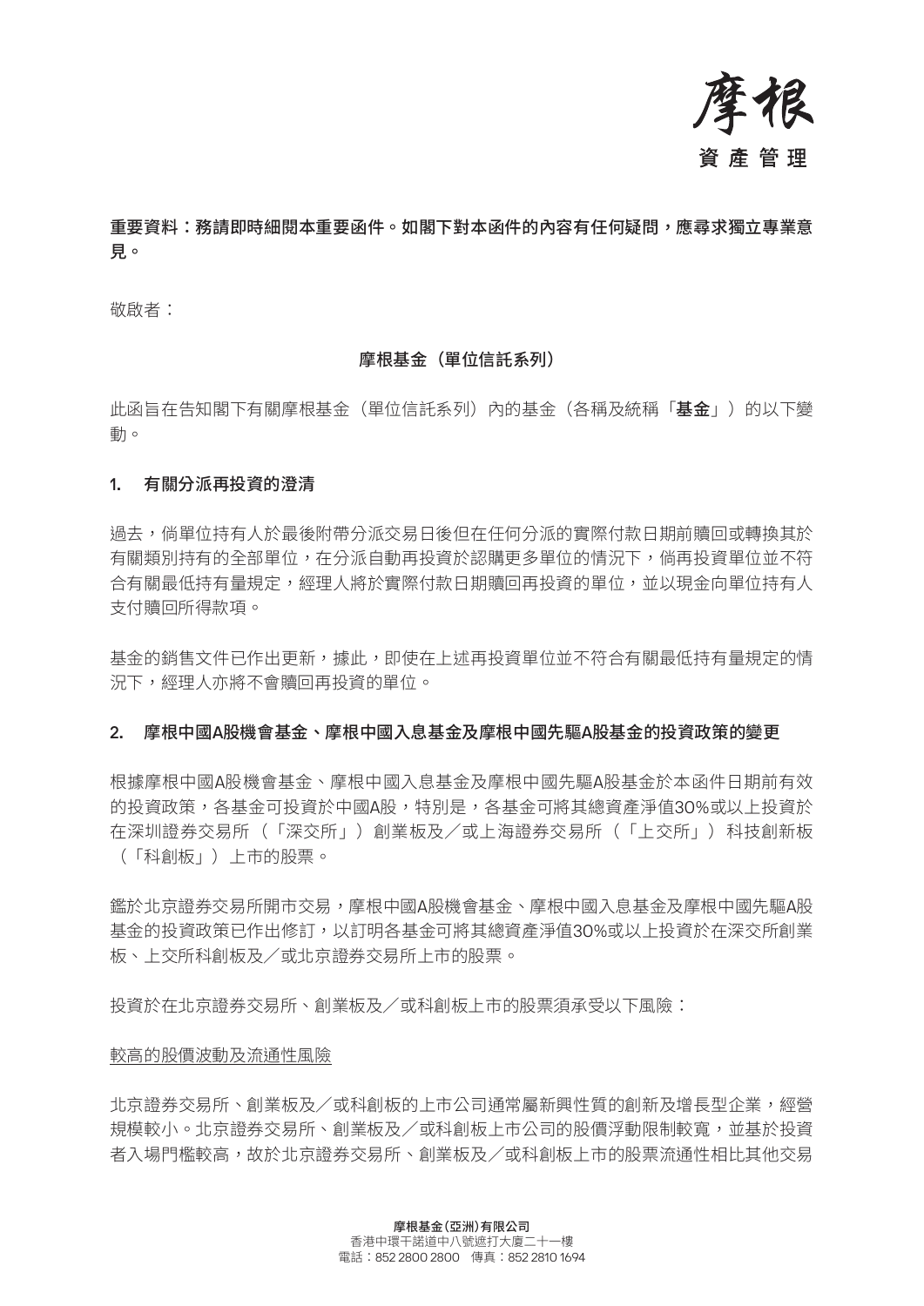**重要資料：務請即時細閱本重要函件。如閣下對本函件的內容有任何疑問，應尋求獨立專業意見。**

敬啟者：

**摩根基金（單位信託系列）**

此函旨在告知閣下有關摩根基金（單位信託系列）內的基金（各稱及統稱「**基金**」）的以下變動。

**1. 有關分派再投資的澄清**

過去，倘單位持有人於最後附帶分派交易日後但在任何分派的實際付款日期前贖回或轉換其於有關類別持有的全部單位，在分派自動再投資於認購更多單位的情況下，倘再投資單位並不符合有關最低持有量規定，經理人將於實際付款日期贖回再投資的單位，並以現金向單位持有人支付贖回所得款項。

基金的銷售文件已作出更新，據此，即使在上述再投資單位並不符合有關最低持有量規定的情況下，經理人亦將不會贖回再投資的單位。

**2. 摩根中國A股機會基金、摩根中國入息基金及摩根中國先驅A股基金的投資政策的變更**

根據摩根中國A股機會基金、摩根中國入息基金及摩根中國先驅A股基金於本函件日期前有效的投資政策，各基金可投資於中國A股，特別是，各基金可將其總資產淨值30%或以上投資於在深圳證券交易所（「深交所」）創業板及／或上海證券交易所（「上交所」）科技創新板（「科創板」）上市的股票。

鑑於北京證券交易所開市交易，摩根中國A股機會基金、摩根中國入息基金及摩根中國先驅A股基金的投資政策已作出修訂，以訂明各基金可將其總資產淨值30%或以上投資於在深交所創業板、上交所科創板及／或北京證券交易所上市的股票。

投資於在北京證券交易所、創業板及／或科創板上市的股票須承受以下風險：

<u>較高的股價波動及流通性風險</u>

北京證券交易所、創業板及／或科創板的上市公司通常屬新興性質的創新及增長型企業，經營規模較小。北京證券交易所、創業板及／或科創板上市公司的股價浮動限制較寬，並基於投資者入場門檻較高，故於北京證券交易所、創業板及／或科創板上市的股票流通性相比其他交易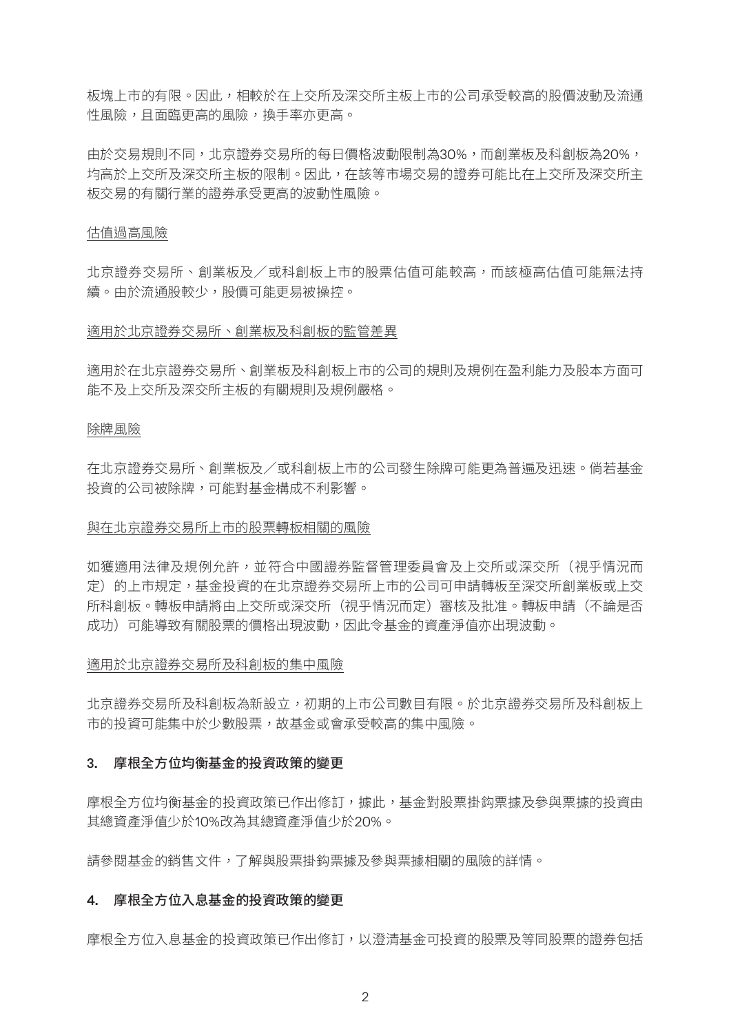板塊上市的有限。因此，相較於在上交所及深交所主板上市的公司承受較高的股價波動及流通性風險，且面臨更高的風險，換手率亦更高。

由於交易規則不同，北京證券交易所的每日價格波動限制為30%，而創業板及科創板為20%，均高於上交所及深交所主板的限制。因此，在該等市場交易的證券可能比在上交所及深交所主板交易的有關行業的證券承受更高的波動性風險。

<u>估值過高風險</u>

北京證券交易所、創業板及／或科創板上市的股票估值可能較高，而該極高估值可能無法持續。由於流通股較少，股價可能更易被操控。

<u>適用於北京證券交易所、創業板及科創板的監管差異</u>

適用於在北京證券交易所、創業板及科創板上市的公司的規則及規例在盈利能力及股本方面可能不及上交所及深交所主板的有關規則及規例嚴格。

<u>除牌風險</u>

在北京證券交易所、創業板及／或科創板上市的公司發生除牌可能更為普遍及迅速。倘若基金投資的公司被除牌，可能對基金構成不利影響。

<u>與在北京證券交易所上市的股票轉板相關的風險</u>

如獲適用法律及規例允許，並符合中國證券監督管理委員會及上交所或深交所（視乎情況而定）的上市規定，基金投資的在北京證券交易所上市的公司可申請轉板至深交所創業板或上交所科創板。轉板申請將由上交所或深交所（視乎情況而定）審核及批准。轉板申請（不論是否成功）可能導致有關股票的價格出現波動，因此令基金的資產淨值亦出現波動。

<u>適用於北京證券交易所及科創板的集中風險</u>

北京證券交易所及科創板為新設立，初期的上市公司數目有限。於北京證券交易所及科創板上市的投資可能集中於少數股票，故基金或會承受較高的集中風險。

### 3. 摩根全方位均衡基金的投資政策的變更

摩根全方位均衡基金的投資政策已作出修訂，據此，基金對股票掛鈎票據及參與票據的投資由其總資產淨值少於10%改為其總資產淨值少於20%。

請參閱基金的銷售文件，了解與股票掛鈎票據及參與票據相關的風險的詳情。

### 4. 摩根全方位入息基金的投資政策的變更

摩根全方位入息基金的投資政策已作出修訂，以澄清基金可投資的股票及等同股票的證券包括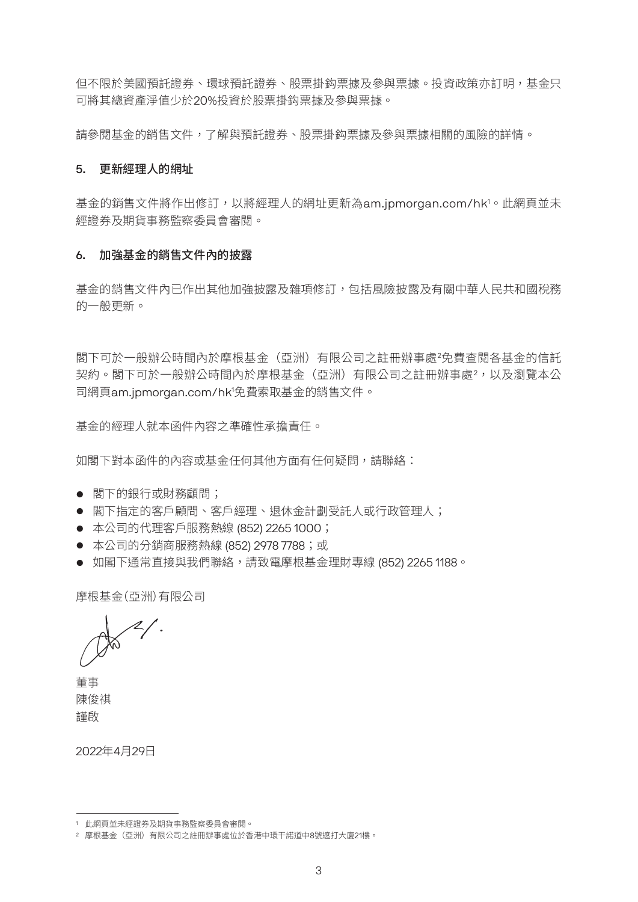但不限於美國預託證券、環球預託證券、股票掛鈎票據及參與票據。投資政策亦訂明，基金只可將其總資產淨值少於20%投資於股票掛鈎票據及參與票據。

請參閱基金的銷售文件，了解與預託證券、股票掛鈎票據及參與票據相關的風險的詳情。

**5. 更新經理人的網址**

基金的銷售文件將作出修訂，以將經理人的網址更新為am.jpmorgan.com/hk[1]。此網頁並未經證券及期貨事務監察委員會審閱。

**6. 加強基金的銷售文件內的披露**

基金的銷售文件內已作出其他加強披露及雜項修訂，包括風險披露及有關中華人民共和國稅務的一般更新。

閣下可於一般辦公時間內於摩根基金（亞洲）有限公司之註冊辦事處[2]免費查閱各基金的信託契約。閣下可於一般辦公時間內於摩根基金（亞洲）有限公司之註冊辦事處[2]，以及瀏覽本公司網頁am.jpmorgan.com/hk[1]免費索取基金的銷售文件。

基金的經理人就本函件內容之準確性承擔責任。

如閣下對本函件的內容或基金任何其他方面有任何疑問，請聯絡：

- 閣下的銀行或財務顧問；
- 閣下指定的客戶顧問、客戶經理、退休金計劃受託人或行政管理人；
- 本公司的代理客戶服務熱線 (852) 2265 1000；
- 本公司的分銷商服務熱線 (852) 2978 7788；或
- 如閣下通常直接與我們聯絡，請致電摩根基金理財專線 (852) 2265 1188。

摩根基金(亞洲)有限公司

董事
陳俊祺
謹啟

2022年4月29日

---

[1] 此網頁並未經證券及期貨事務監察委員會審閱。

[2] 摩根基金（亞洲）有限公司之註冊辦事處位於香港中環干諾道中8號遮打大廈21樓。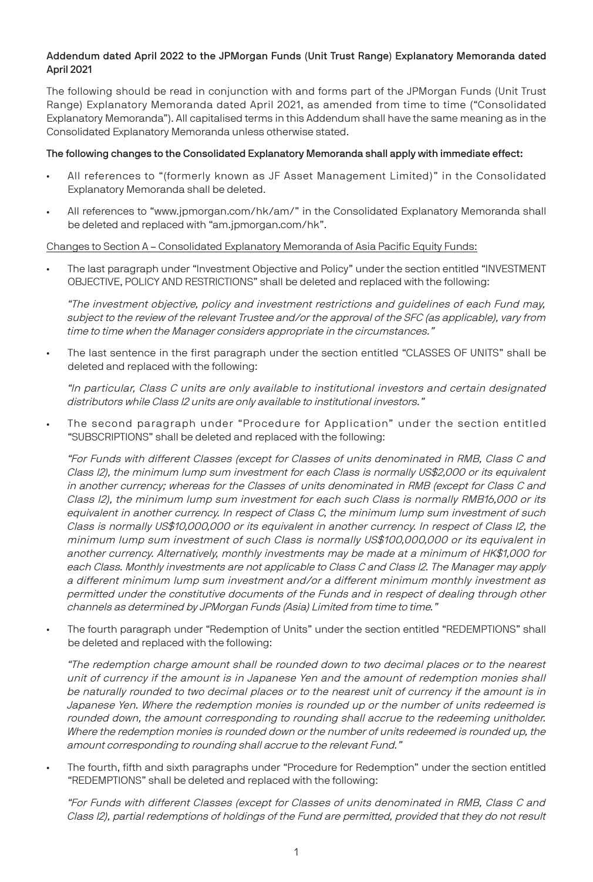**Addendum dated April 2022 to the JPMorgan Funds (Unit Trust Range) Explanatory Memoranda dated April 2021**

The following should be read in conjunction with and forms part of the JPMorgan Funds (Unit Trust Range) Explanatory Memoranda dated April 2021, as amended from time to time ("Consolidated Explanatory Memoranda"). All capitalised terms in this Addendum shall have the same meaning as in the Consolidated Explanatory Memoranda unless otherwise stated.

**The following changes to the Consolidated Explanatory Memoranda shall apply with immediate effect:**

- All references to "(formerly known as JF Asset Management Limited)" in the Consolidated Explanatory Memoranda shall be deleted.
- All references to "www.jpmorgan.com/hk/am/" in the Consolidated Explanatory Memoranda shall be deleted and replaced with "am.jpmorgan.com/hk".

Changes to Section A – Consolidated Explanatory Memoranda of Asia Pacific Equity Funds:

- The last paragraph under "Investment Objective and Policy" under the section entitled "INVESTMENT OBJECTIVE, POLICY AND RESTRICTIONS" shall be deleted and replaced with the following:

  *"The investment objective, policy and investment restrictions and guidelines of each Fund may, subject to the review of the relevant Trustee and/or the approval of the SFC (as applicable), vary from time to time when the Manager considers appropriate in the circumstances."*

- The last sentence in the first paragraph under the section entitled "CLASSES OF UNITS" shall be deleted and replaced with the following:

  *"In particular, Class C units are only available to institutional investors and certain designated distributors while Class I2 units are only available to institutional investors."*

- The second paragraph under "Procedure for Application" under the section entitled "SUBSCRIPTIONS" shall be deleted and replaced with the following:

  *"For Funds with different Classes (except for Classes of units denominated in RMB, Class C and Class I2), the minimum lump sum investment for each Class is normally US$2,000 or its equivalent in another currency; whereas for the Classes of units denominated in RMB (except for Class C and Class I2), the minimum lump sum investment for each such Class is normally RMB16,000 or its equivalent in another currency. In respect of Class C, the minimum lump sum investment of such Class is normally US$10,000,000 or its equivalent in another currency. In respect of Class I2, the minimum lump sum investment of such Class is normally US$100,000,000 or its equivalent in another currency. Alternatively, monthly investments may be made at a minimum of HK$1,000 for each Class. Monthly investments are not applicable to Class C and Class I2. The Manager may apply a different minimum lump sum investment and/or a different minimum monthly investment as permitted under the constitutive documents of the Funds and in respect of dealing through other channels as determined by JPMorgan Funds (Asia) Limited from time to time."*

- The fourth paragraph under "Redemption of Units" under the section entitled "REDEMPTIONS" shall be deleted and replaced with the following:

  *"The redemption charge amount shall be rounded down to two decimal places or to the nearest unit of currency if the amount is in Japanese Yen and the amount of redemption monies shall be naturally rounded to two decimal places or to the nearest unit of currency if the amount is in Japanese Yen. Where the redemption monies is rounded up or the number of units redeemed is rounded down, the amount corresponding to rounding shall accrue to the redeeming unitholder. Where the redemption monies is rounded down or the number of units redeemed is rounded up, the amount corresponding to rounding shall accrue to the relevant Fund."*

- The fourth, fifth and sixth paragraphs under "Procedure for Redemption" under the section entitled "REDEMPTIONS" shall be deleted and replaced with the following:

  *"For Funds with different Classes (except for Classes of units denominated in RMB, Class C and Class I2), partial redemptions of holdings of the Fund are permitted, provided that they do not result*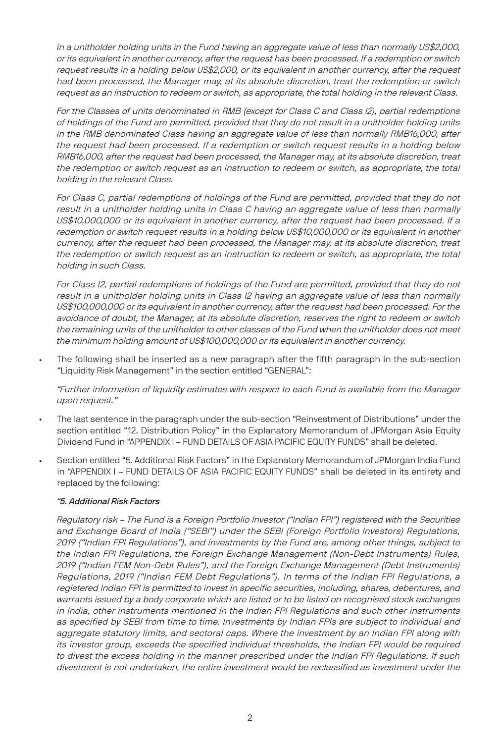*in a unitholder holding units in the Fund having an aggregate value of less than normally US$2,000, or its equivalent in another currency, after the request has been processed. If a redemption or switch request results in a holding below US$2,000, or its equivalent in another currency, after the request had been processed, the Manager may, at its absolute discretion, treat the redemption or switch request as an instruction to redeem or switch, as appropriate, the total holding in the relevant Class.*

*For the Classes of units denominated in RMB (except for Class C and Class I2), partial redemptions of holdings of the Fund are permitted, provided that they do not result in a unitholder holding units in the RMB denominated Class having an aggregate value of less than normally RMB16,000, after the request had been processed. If a redemption or switch request results in a holding below RMB16,000, after the request had been processed, the Manager may, at its absolute discretion, treat the redemption or switch request as an instruction to redeem or switch, as appropriate, the total holding in the relevant Class.*

*For Class C, partial redemptions of holdings of the Fund are permitted, provided that they do not result in a unitholder holding units in Class C having an aggregate value of less than normally US$10,000,000 or its equivalent in another currency, after the request had been processed. If a redemption or switch request results in a holding below US$10,000,000 or its equivalent in another currency, after the request had been processed, the Manager may, at its absolute discretion, treat the redemption or switch request as an instruction to redeem or switch, as appropriate, the total holding in such Class.*

*For Class I2, partial redemptions of holdings of the Fund are permitted, provided that they do not result in a unitholder holding units in Class I2 having an aggregate value of less than normally US$100,000,000 or its equivalent in another currency, after the request had been processed. For the avoidance of doubt, the Manager, at its absolute discretion, reserves the right to redeem or switch the remaining units of the unitholder to other classes of the Fund when the unitholder does not meet the minimum holding amount of US$100,000,000 or its equivalent in another currency.*

- The following shall be inserted as a new paragraph after the fifth paragraph in the sub-section "Liquidity Risk Management" in the section entitled "GENERAL":

  *"Further information of liquidity estimates with respect to each Fund is available from the Manager upon request."*

- The last sentence in the paragraph under the sub-section "Reinvestment of Distributions" under the section entitled "12. Distribution Policy" in the Explanatory Memorandum of JPMorgan Asia Equity Dividend Fund in "APPENDIX I – FUND DETAILS OF ASIA PACIFIC EQUITY FUNDS" shall be deleted.

- Section entitled "5. Additional Risk Factors" in the Explanatory Memorandum of JPMorgan India Fund in "APPENDIX I – FUND DETAILS OF ASIA PACIFIC EQUITY FUNDS" shall be deleted in its entirety and replaced by the following:

  ***"5. Additional Risk Factors***

  *Regulatory risk – The Fund is a Foreign Portfolio Investor ("Indian FPI") registered with the Securities and Exchange Board of India ("SEBI") under the SEBI (Foreign Portfolio Investors) Regulations, 2019 ("Indian FPI Regulations"), and investments by the Fund are, among other things, subject to the Indian FPI Regulations, the Foreign Exchange Management (Non-Debt Instruments) Rules, 2019 ("Indian FEM Non-Debt Rules"), and the Foreign Exchange Management (Debt Instruments) Regulations, 2019 ("Indian FEM Debt Regulations"). In terms of the Indian FPI Regulations, a registered Indian FPI is permitted to invest in specific securities, including, shares, debentures, and warrants issued by a body corporate which are listed or to be listed on recognised stock exchanges in India, other instruments mentioned in the Indian FPI Regulations and such other instruments as specified by SEBI from time to time. Investments by Indian FPIs are subject to individual and aggregate statutory limits, and sectoral caps. Where the investment by an Indian FPI along with its investor group, exceeds the specified individual thresholds, the Indian FPI would be required to divest the excess holding in the manner prescribed under the Indian FPI Regulations. If such divestment is not undertaken, the entire investment would be reclassified as investment under the*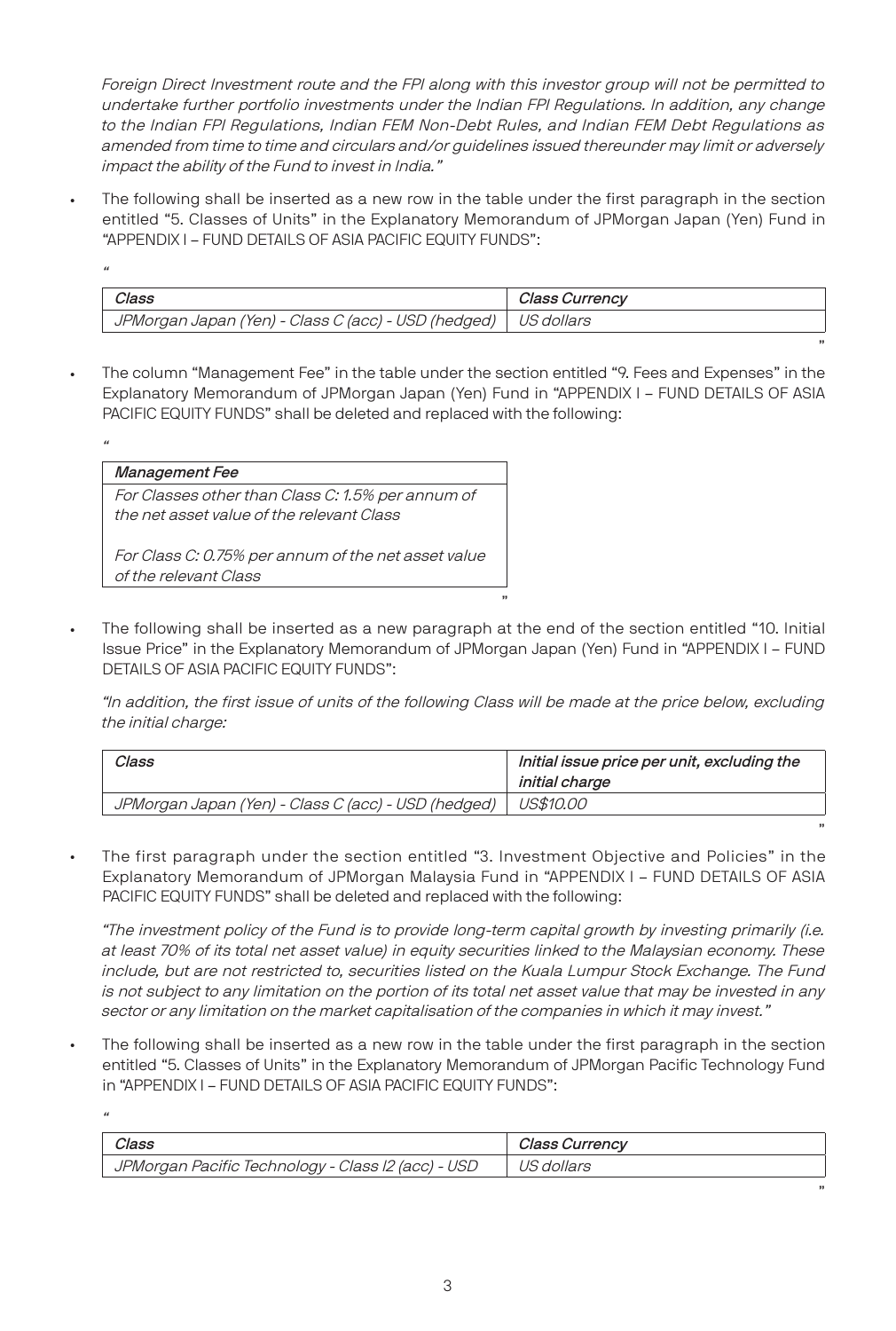*Foreign Direct Investment route and the FPI along with this investor group will not be permitted to undertake further portfolio investments under the Indian FPI Regulations. In addition, any change to the Indian FPI Regulations, Indian FEM Non-Debt Rules, and Indian FEM Debt Regulations as amended from time to time and circulars and/or guidelines issued thereunder may limit or adversely impact the ability of the Fund to invest in India."*

- The following shall be inserted as a new row in the table under the first paragraph in the section entitled "5. Classes of Units" in the Explanatory Memorandum of JPMorgan Japan (Yen) Fund in "APPENDIX I – FUND DETAILS OF ASIA PACIFIC EQUITY FUNDS":

"

| *Class* | *Class Currency* |
|---|---|
| *JPMorgan Japan (Yen) - Class C (acc) - USD (hedged)* | *US dollars* |

"

- The column "Management Fee" in the table under the section entitled "9. Fees and Expenses" in the Explanatory Memorandum of JPMorgan Japan (Yen) Fund in "APPENDIX I – FUND DETAILS OF ASIA PACIFIC EQUITY FUNDS" shall be deleted and replaced with the following:

"

| *Management Fee* |
|---|
| *For Classes other than Class C: 1.5% per annum of the net asset value of the relevant Class*<br><br>*For Class C: 0.75% per annum of the net asset value of the relevant Class* |

"

- The following shall be inserted as a new paragraph at the end of the section entitled "10. Initial Issue Price" in the Explanatory Memorandum of JPMorgan Japan (Yen) Fund in "APPENDIX I – FUND DETAILS OF ASIA PACIFIC EQUITY FUNDS":

*"In addition, the first issue of units of the following Class will be made at the price below, excluding the initial charge:*

| *Class* | *Initial issue price per unit, excluding the initial charge* |
|---|---|
| *JPMorgan Japan (Yen) - Class C (acc) - USD (hedged)* | *US$10.00* |

"

- The first paragraph under the section entitled "3. Investment Objective and Policies" in the Explanatory Memorandum of JPMorgan Malaysia Fund in "APPENDIX I – FUND DETAILS OF ASIA PACIFIC EQUITY FUNDS" shall be deleted and replaced with the following:

*"The investment policy of the Fund is to provide long-term capital growth by investing primarily (i.e. at least 70% of its total net asset value) in equity securities linked to the Malaysian economy. These include, but are not restricted to, securities listed on the Kuala Lumpur Stock Exchange. The Fund is not subject to any limitation on the portion of its total net asset value that may be invested in any sector or any limitation on the market capitalisation of the companies in which it may invest."*

- The following shall be inserted as a new row in the table under the first paragraph in the section entitled "5. Classes of Units" in the Explanatory Memorandum of JPMorgan Pacific Technology Fund in "APPENDIX I – FUND DETAILS OF ASIA PACIFIC EQUITY FUNDS":

"

| *Class* | *Class Currency* |
|---|---|
| *JPMorgan Pacific Technology - Class I2 (acc) - USD* | *US dollars* |

"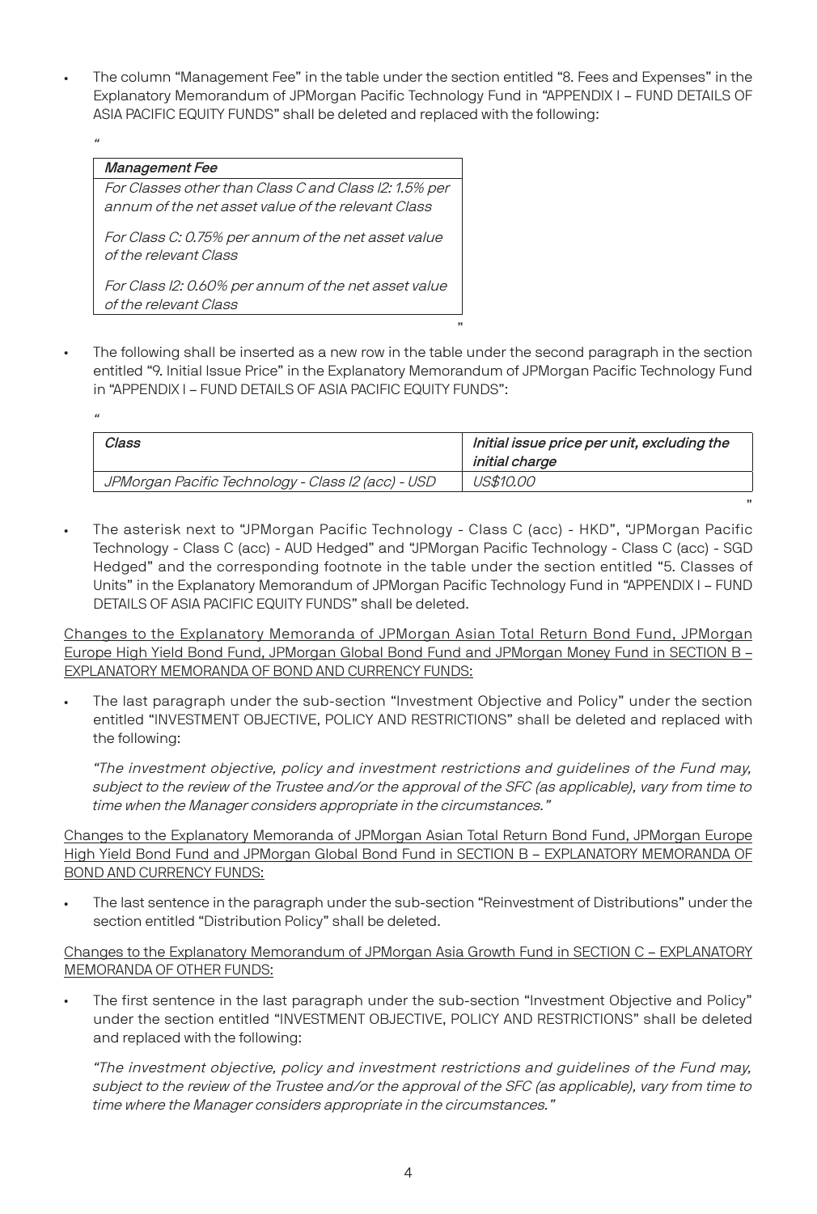- The column "Management Fee" in the table under the section entitled "8. Fees and Expenses" in the Explanatory Memorandum of JPMorgan Pacific Technology Fund in "APPENDIX I – FUND DETAILS OF ASIA PACIFIC EQUITY FUNDS" shall be deleted and replaced with the following:

"

| *Management Fee* |
|---|
| *For Classes other than Class C and Class I2: 1.5% per annum of the net asset value of the relevant Class*<br><br>*For Class C: 0.75% per annum of the net asset value of the relevant Class*<br><br>*For Class I2: 0.60% per annum of the net asset value of the relevant Class* |

"

- The following shall be inserted as a new row in the table under the second paragraph in the section entitled "9. Initial Issue Price" in the Explanatory Memorandum of JPMorgan Pacific Technology Fund in "APPENDIX I – FUND DETAILS OF ASIA PACIFIC EQUITY FUNDS":

"

| *Class* | *Initial issue price per unit, excluding the initial charge* |
|---|---|
| *JPMorgan Pacific Technology - Class I2 (acc) - USD* | *US$10.00* |

"

- The asterisk next to "JPMorgan Pacific Technology - Class C (acc) - HKD", "JPMorgan Pacific Technology - Class C (acc) - AUD Hedged" and "JPMorgan Pacific Technology - Class C (acc) - SGD Hedged" and the corresponding footnote in the table under the section entitled "5. Classes of Units" in the Explanatory Memorandum of JPMorgan Pacific Technology Fund in "APPENDIX I – FUND DETAILS OF ASIA PACIFIC EQUITY FUNDS" shall be deleted.

Changes to the Explanatory Memoranda of JPMorgan Asian Total Return Bond Fund, JPMorgan Europe High Yield Bond Fund, JPMorgan Global Bond Fund and JPMorgan Money Fund in SECTION B – EXPLANATORY MEMORANDA OF BOND AND CURRENCY FUNDS:

- The last paragraph under the sub-section "Investment Objective and Policy" under the section entitled "INVESTMENT OBJECTIVE, POLICY AND RESTRICTIONS" shall be deleted and replaced with the following:

  *"The investment objective, policy and investment restrictions and guidelines of the Fund may, subject to the review of the Trustee and/or the approval of the SFC (as applicable), vary from time to time when the Manager considers appropriate in the circumstances."*

Changes to the Explanatory Memoranda of JPMorgan Asian Total Return Bond Fund, JPMorgan Europe High Yield Bond Fund and JPMorgan Global Bond Fund in SECTION B – EXPLANATORY MEMORANDA OF BOND AND CURRENCY FUNDS:

- The last sentence in the paragraph under the sub-section "Reinvestment of Distributions" under the section entitled "Distribution Policy" shall be deleted.

Changes to the Explanatory Memorandum of JPMorgan Asia Growth Fund in SECTION C – EXPLANATORY MEMORANDA OF OTHER FUNDS:

- The first sentence in the last paragraph under the sub-section "Investment Objective and Policy" under the section entitled "INVESTMENT OBJECTIVE, POLICY AND RESTRICTIONS" shall be deleted and replaced with the following:

  *"The investment objective, policy and investment restrictions and guidelines of the Fund may, subject to the review of the Trustee and/or the approval of the SFC (as applicable), vary from time to time where the Manager considers appropriate in the circumstances."*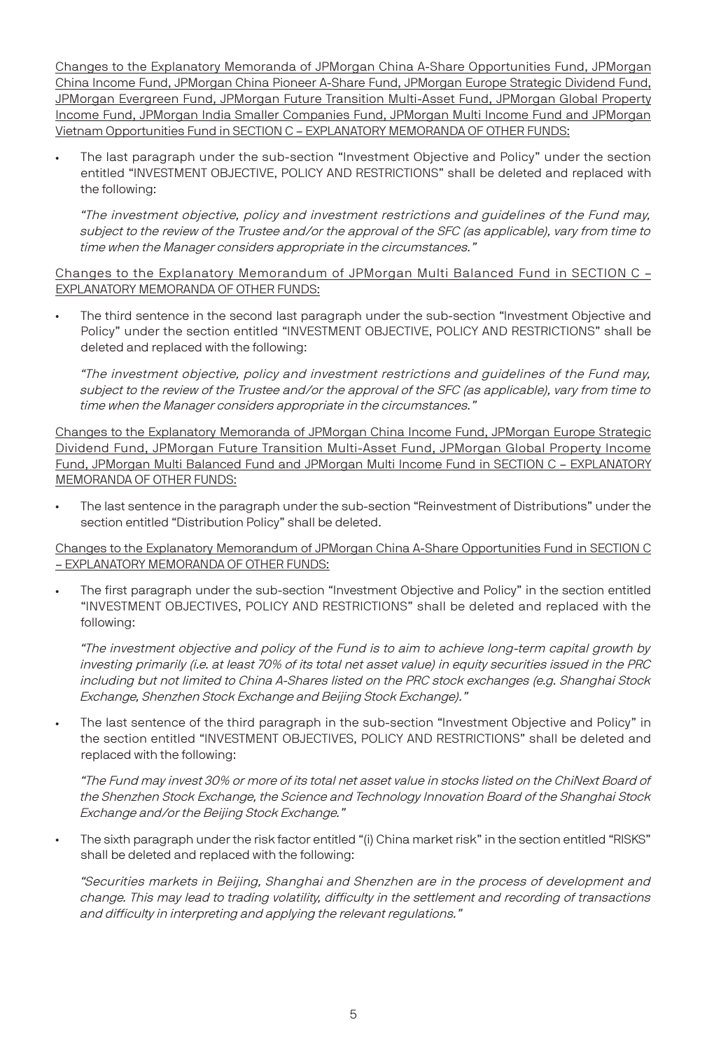Changes to the Explanatory Memoranda of JPMorgan China A-Share Opportunities Fund, JPMorgan China Income Fund, JPMorgan China Pioneer A-Share Fund, JPMorgan Europe Strategic Dividend Fund, JPMorgan Evergreen Fund, JPMorgan Future Transition Multi-Asset Fund, JPMorgan Global Property Income Fund, JPMorgan India Smaller Companies Fund, JPMorgan Multi Income Fund and JPMorgan Vietnam Opportunities Fund in SECTION C – EXPLANATORY MEMORANDA OF OTHER FUNDS:

- The last paragraph under the sub-section "Investment Objective and Policy" under the section entitled "INVESTMENT OBJECTIVE, POLICY AND RESTRICTIONS" shall be deleted and replaced with the following:

  *"The investment objective, policy and investment restrictions and guidelines of the Fund may, subject to the review of the Trustee and/or the approval of the SFC (as applicable), vary from time to time when the Manager considers appropriate in the circumstances."*

Changes to the Explanatory Memorandum of JPMorgan Multi Balanced Fund in SECTION C – EXPLANATORY MEMORANDA OF OTHER FUNDS:

- The third sentence in the second last paragraph under the sub-section "Investment Objective and Policy" under the section entitled "INVESTMENT OBJECTIVE, POLICY AND RESTRICTIONS" shall be deleted and replaced with the following:

  *"The investment objective, policy and investment restrictions and guidelines of the Fund may, subject to the review of the Trustee and/or the approval of the SFC (as applicable), vary from time to time when the Manager considers appropriate in the circumstances."*

Changes to the Explanatory Memoranda of JPMorgan China Income Fund, JPMorgan Europe Strategic Dividend Fund, JPMorgan Future Transition Multi-Asset Fund, JPMorgan Global Property Income Fund, JPMorgan Multi Balanced Fund and JPMorgan Multi Income Fund in SECTION C – EXPLANATORY MEMORANDA OF OTHER FUNDS:

- The last sentence in the paragraph under the sub-section "Reinvestment of Distributions" under the section entitled "Distribution Policy" shall be deleted.

Changes to the Explanatory Memorandum of JPMorgan China A-Share Opportunities Fund in SECTION C – EXPLANATORY MEMORANDA OF OTHER FUNDS:

- The first paragraph under the sub-section "Investment Objective and Policy" in the section entitled "INVESTMENT OBJECTIVES, POLICY AND RESTRICTIONS" shall be deleted and replaced with the following:

  *"The investment objective and policy of the Fund is to aim to achieve long-term capital growth by investing primarily (i.e. at least 70% of its total net asset value) in equity securities issued in the PRC including but not limited to China A-Shares listed on the PRC stock exchanges (e.g. Shanghai Stock Exchange, Shenzhen Stock Exchange and Beijing Stock Exchange)."*

- The last sentence of the third paragraph in the sub-section "Investment Objective and Policy" in the section entitled "INVESTMENT OBJECTIVES, POLICY AND RESTRICTIONS" shall be deleted and replaced with the following:

  *"The Fund may invest 30% or more of its total net asset value in stocks listed on the ChiNext Board of the Shenzhen Stock Exchange, the Science and Technology Innovation Board of the Shanghai Stock Exchange and/or the Beijing Stock Exchange."*

- The sixth paragraph under the risk factor entitled "(i) China market risk" in the section entitled "RISKS" shall be deleted and replaced with the following:

  *"Securities markets in Beijing, Shanghai and Shenzhen are in the process of development and change. This may lead to trading volatility, difficulty in the settlement and recording of transactions and difficulty in interpreting and applying the relevant regulations."*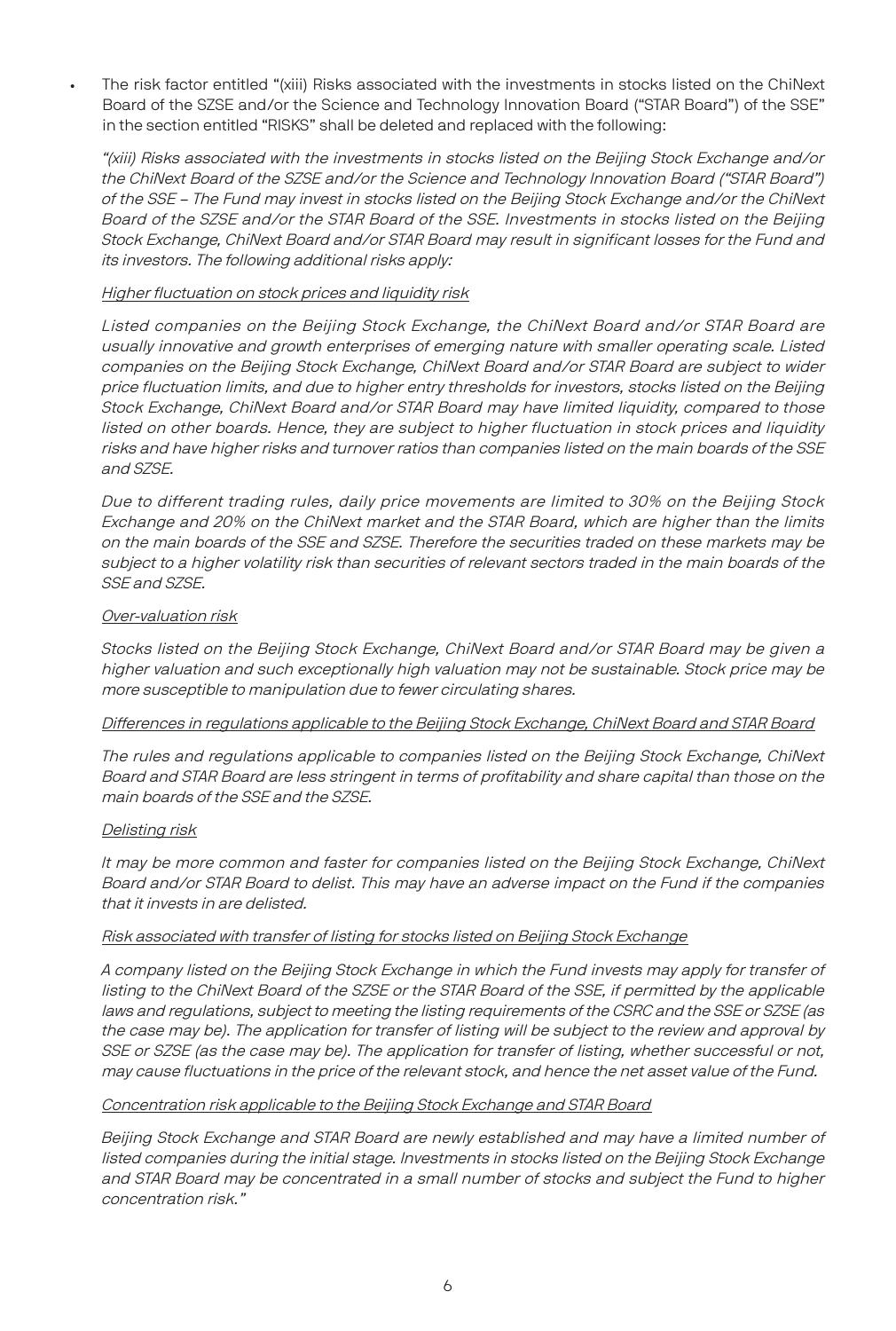- The risk factor entitled "(xiii) Risks associated with the investments in stocks listed on the ChiNext Board of the SZSE and/or the Science and Technology Innovation Board ("STAR Board") of the SSE" in the section entitled "RISKS" shall be deleted and replaced with the following:

  *"(xiii) Risks associated with the investments in stocks listed on the Beijing Stock Exchange and/or the ChiNext Board of the SZSE and/or the Science and Technology Innovation Board ("STAR Board") of the SSE – The Fund may invest in stocks listed on the Beijing Stock Exchange and/or the ChiNext Board of the SZSE and/or the STAR Board of the SSE. Investments in stocks listed on the Beijing Stock Exchange, ChiNext Board and/or STAR Board may result in significant losses for the Fund and its investors. The following additional risks apply:*

  <u>*Higher fluctuation on stock prices and liquidity risk*</u>

  *Listed companies on the Beijing Stock Exchange, the ChiNext Board and/or STAR Board are usually innovative and growth enterprises of emerging nature with smaller operating scale. Listed companies on the Beijing Stock Exchange, ChiNext Board and/or STAR Board are subject to wider price fluctuation limits, and due to higher entry thresholds for investors, stocks listed on the Beijing Stock Exchange, ChiNext Board and/or STAR Board may have limited liquidity, compared to those listed on other boards. Hence, they are subject to higher fluctuation in stock prices and liquidity risks and have higher risks and turnover ratios than companies listed on the main boards of the SSE and SZSE.*

  *Due to different trading rules, daily price movements are limited to 30% on the Beijing Stock Exchange and 20% on the ChiNext market and the STAR Board, which are higher than the limits on the main boards of the SSE and SZSE. Therefore the securities traded on these markets may be subject to a higher volatility risk than securities of relevant sectors traded in the main boards of the SSE and SZSE.*

  <u>*Over-valuation risk*</u>

  *Stocks listed on the Beijing Stock Exchange, ChiNext Board and/or STAR Board may be given a higher valuation and such exceptionally high valuation may not be sustainable. Stock price may be more susceptible to manipulation due to fewer circulating shares.*

  <u>*Differences in regulations applicable to the Beijing Stock Exchange, ChiNext Board and STAR Board*</u>

  *The rules and regulations applicable to companies listed on the Beijing Stock Exchange, ChiNext Board and STAR Board are less stringent in terms of profitability and share capital than those on the main boards of the SSE and the SZSE.*

  <u>*Delisting risk*</u>

  *It may be more common and faster for companies listed on the Beijing Stock Exchange, ChiNext Board and/or STAR Board to delist. This may have an adverse impact on the Fund if the companies that it invests in are delisted.*

  <u>*Risk associated with transfer of listing for stocks listed on Beijing Stock Exchange*</u>

  *A company listed on the Beijing Stock Exchange in which the Fund invests may apply for transfer of listing to the ChiNext Board of the SZSE or the STAR Board of the SSE, if permitted by the applicable laws and regulations, subject to meeting the listing requirements of the CSRC and the SSE or SZSE (as the case may be). The application for transfer of listing will be subject to the review and approval by SSE or SZSE (as the case may be). The application for transfer of listing, whether successful or not, may cause fluctuations in the price of the relevant stock, and hence the net asset value of the Fund.*

  <u>*Concentration risk applicable to the Beijing Stock Exchange and STAR Board*</u>

  *Beijing Stock Exchange and STAR Board are newly established and may have a limited number of listed companies during the initial stage. Investments in stocks listed on the Beijing Stock Exchange and STAR Board may be concentrated in a small number of stocks and subject the Fund to higher concentration risk."*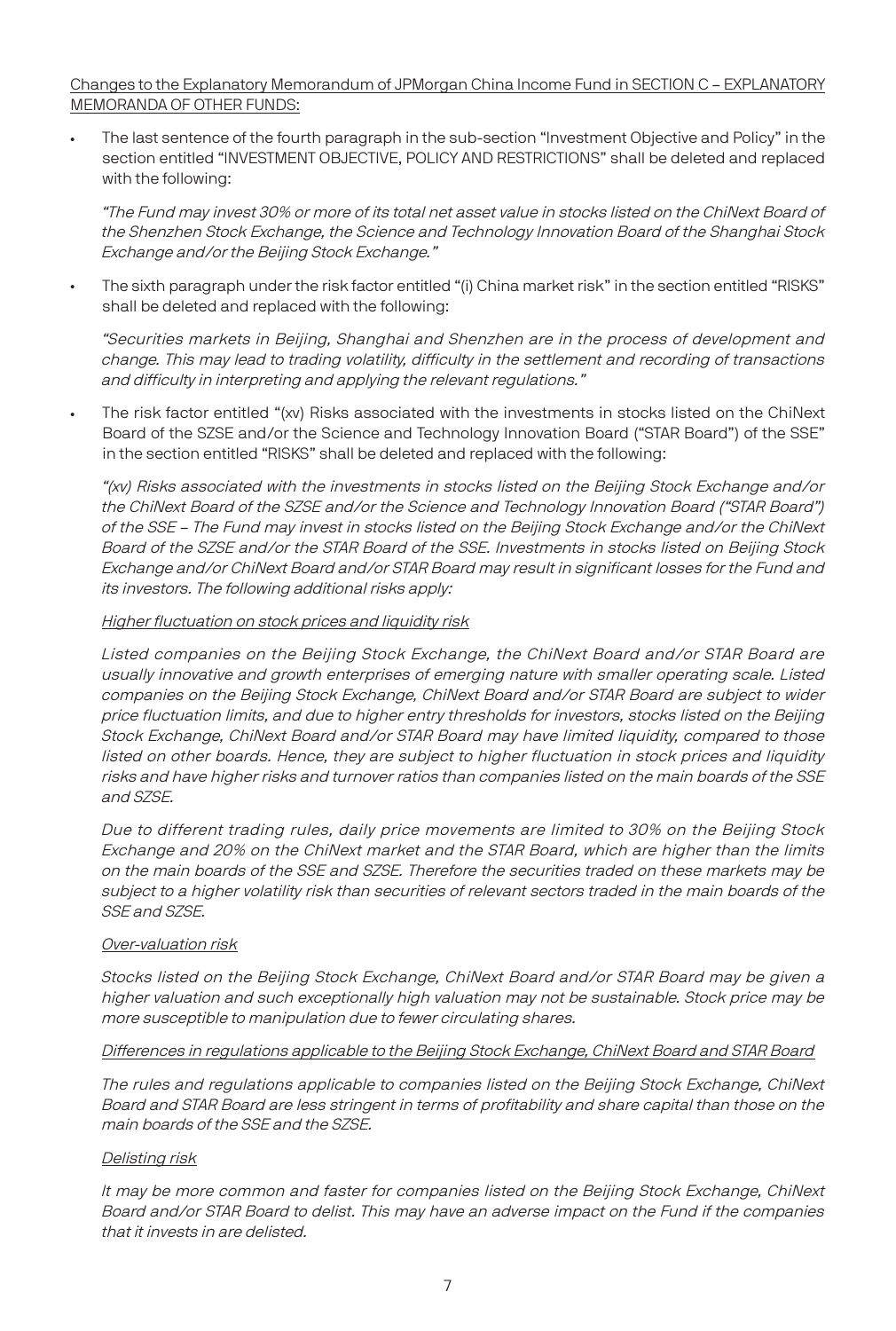<u>Changes to the Explanatory Memorandum of JPMorgan China Income Fund in SECTION C – EXPLANATORY MEMORANDA OF OTHER FUNDS:</u>

- The last sentence of the fourth paragraph in the sub-section "Investment Objective and Policy" in the section entitled "INVESTMENT OBJECTIVE, POLICY AND RESTRICTIONS" shall be deleted and replaced with the following:

  *"The Fund may invest 30% or more of its total net asset value in stocks listed on the ChiNext Board of the Shenzhen Stock Exchange, the Science and Technology Innovation Board of the Shanghai Stock Exchange and/or the Beijing Stock Exchange."*

- The sixth paragraph under the risk factor entitled "(i) China market risk" in the section entitled "RISKS" shall be deleted and replaced with the following:

  *"Securities markets in Beijing, Shanghai and Shenzhen are in the process of development and change. This may lead to trading volatility, difficulty in the settlement and recording of transactions and difficulty in interpreting and applying the relevant regulations."*

- The risk factor entitled "(xv) Risks associated with the investments in stocks listed on the ChiNext Board of the SZSE and/or the Science and Technology Innovation Board ("STAR Board") of the SSE" in the section entitled "RISKS" shall be deleted and replaced with the following:

  *"(xv) Risks associated with the investments in stocks listed on the Beijing Stock Exchange and/or the ChiNext Board of the SZSE and/or the Science and Technology Innovation Board ("STAR Board") of the SSE – The Fund may invest in stocks listed on the Beijing Stock Exchange and/or the ChiNext Board of the SZSE and/or the STAR Board of the SSE. Investments in stocks listed on Beijing Stock Exchange and/or ChiNext Board and/or STAR Board may result in significant losses for the Fund and its investors. The following additional risks apply:*

  <u>*Higher fluctuation on stock prices and liquidity risk*</u>

  *Listed companies on the Beijing Stock Exchange, the ChiNext Board and/or STAR Board are usually innovative and growth enterprises of emerging nature with smaller operating scale. Listed companies on the Beijing Stock Exchange, ChiNext Board and/or STAR Board are subject to wider price fluctuation limits, and due to higher entry thresholds for investors, stocks listed on the Beijing Stock Exchange, ChiNext Board and/or STAR Board may have limited liquidity, compared to those listed on other boards. Hence, they are subject to higher fluctuation in stock prices and liquidity risks and have higher risks and turnover ratios than companies listed on the main boards of the SSE and SZSE.*

  *Due to different trading rules, daily price movements are limited to 30% on the Beijing Stock Exchange and 20% on the ChiNext market and the STAR Board, which are higher than the limits on the main boards of the SSE and SZSE. Therefore the securities traded on these markets may be subject to a higher volatility risk than securities of relevant sectors traded in the main boards of the SSE and SZSE.*

  <u>*Over-valuation risk*</u>

  *Stocks listed on the Beijing Stock Exchange, ChiNext Board and/or STAR Board may be given a higher valuation and such exceptionally high valuation may not be sustainable. Stock price may be more susceptible to manipulation due to fewer circulating shares.*

  <u>*Differences in regulations applicable to the Beijing Stock Exchange, ChiNext Board and STAR Board*</u>

  *The rules and regulations applicable to companies listed on the Beijing Stock Exchange, ChiNext Board and STAR Board are less stringent in terms of profitability and share capital than those on the main boards of the SSE and the SZSE.*

  <u>*Delisting risk*</u>

  *It may be more common and faster for companies listed on the Beijing Stock Exchange, ChiNext Board and/or STAR Board to delist. This may have an adverse impact on the Fund if the companies that it invests in are delisted.*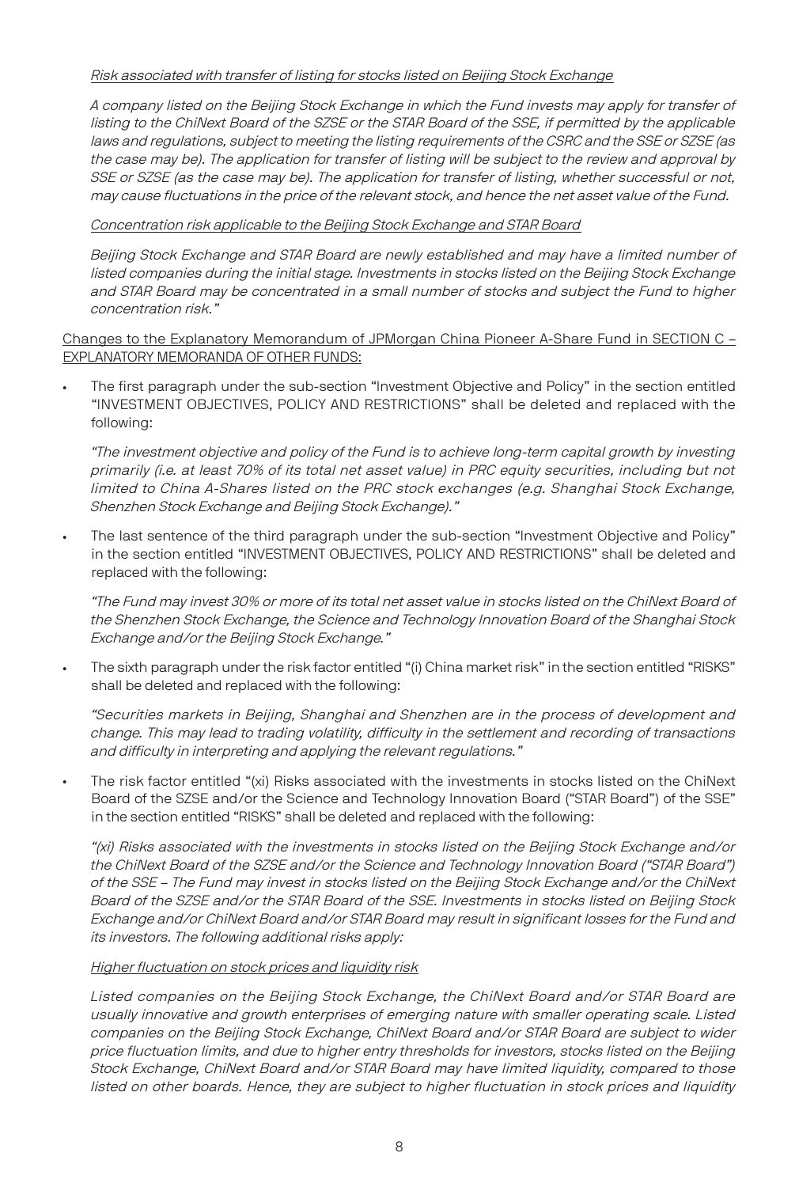*Risk associated with transfer of listing for stocks listed on Beijing Stock Exchange*

*A company listed on the Beijing Stock Exchange in which the Fund invests may apply for transfer of listing to the ChiNext Board of the SZSE or the STAR Board of the SSE, if permitted by the applicable laws and regulations, subject to meeting the listing requirements of the CSRC and the SSE or SZSE (as the case may be). The application for transfer of listing will be subject to the review and approval by SSE or SZSE (as the case may be). The application for transfer of listing, whether successful or not, may cause fluctuations in the price of the relevant stock, and hence the net asset value of the Fund.*

*Concentration risk applicable to the Beijing Stock Exchange and STAR Board*

*Beijing Stock Exchange and STAR Board are newly established and may have a limited number of listed companies during the initial stage. Investments in stocks listed on the Beijing Stock Exchange and STAR Board may be concentrated in a small number of stocks and subject the Fund to higher concentration risk."*

Changes to the Explanatory Memorandum of JPMorgan China Pioneer A-Share Fund in SECTION C – EXPLANATORY MEMORANDA OF OTHER FUNDS:

- The first paragraph under the sub-section "Investment Objective and Policy" in the section entitled "INVESTMENT OBJECTIVES, POLICY AND RESTRICTIONS" shall be deleted and replaced with the following:

  *"The investment objective and policy of the Fund is to achieve long-term capital growth by investing primarily (i.e. at least 70% of its total net asset value) in PRC equity securities, including but not limited to China A-Shares listed on the PRC stock exchanges (e.g. Shanghai Stock Exchange, Shenzhen Stock Exchange and Beijing Stock Exchange)."*

- The last sentence of the third paragraph under the sub-section "Investment Objective and Policy" in the section entitled "INVESTMENT OBJECTIVES, POLICY AND RESTRICTIONS" shall be deleted and replaced with the following:

  *"The Fund may invest 30% or more of its total net asset value in stocks listed on the ChiNext Board of the Shenzhen Stock Exchange, the Science and Technology Innovation Board of the Shanghai Stock Exchange and/or the Beijing Stock Exchange."*

- The sixth paragraph under the risk factor entitled "(i) China market risk" in the section entitled "RISKS" shall be deleted and replaced with the following:

  *"Securities markets in Beijing, Shanghai and Shenzhen are in the process of development and change. This may lead to trading volatility, difficulty in the settlement and recording of transactions and difficulty in interpreting and applying the relevant regulations."*

- The risk factor entitled "(xi) Risks associated with the investments in stocks listed on the ChiNext Board of the SZSE and/or the Science and Technology Innovation Board ("STAR Board") of the SSE" in the section entitled "RISKS" shall be deleted and replaced with the following:

  *"(xi) Risks associated with the investments in stocks listed on the Beijing Stock Exchange and/or the ChiNext Board of the SZSE and/or the Science and Technology Innovation Board ("STAR Board") of the SSE – The Fund may invest in stocks listed on the Beijing Stock Exchange and/or the ChiNext Board of the SZSE and/or the STAR Board of the SSE. Investments in stocks listed on Beijing Stock Exchange and/or ChiNext Board and/or STAR Board may result in significant losses for the Fund and its investors. The following additional risks apply:*

  *Higher fluctuation on stock prices and liquidity risk*

  *Listed companies on the Beijing Stock Exchange, the ChiNext Board and/or STAR Board are usually innovative and growth enterprises of emerging nature with smaller operating scale. Listed companies on the Beijing Stock Exchange, ChiNext Board and/or STAR Board are subject to wider price fluctuation limits, and due to higher entry thresholds for investors, stocks listed on the Beijing Stock Exchange, ChiNext Board and/or STAR Board may have limited liquidity, compared to those listed on other boards. Hence, they are subject to higher fluctuation in stock prices and liquidity*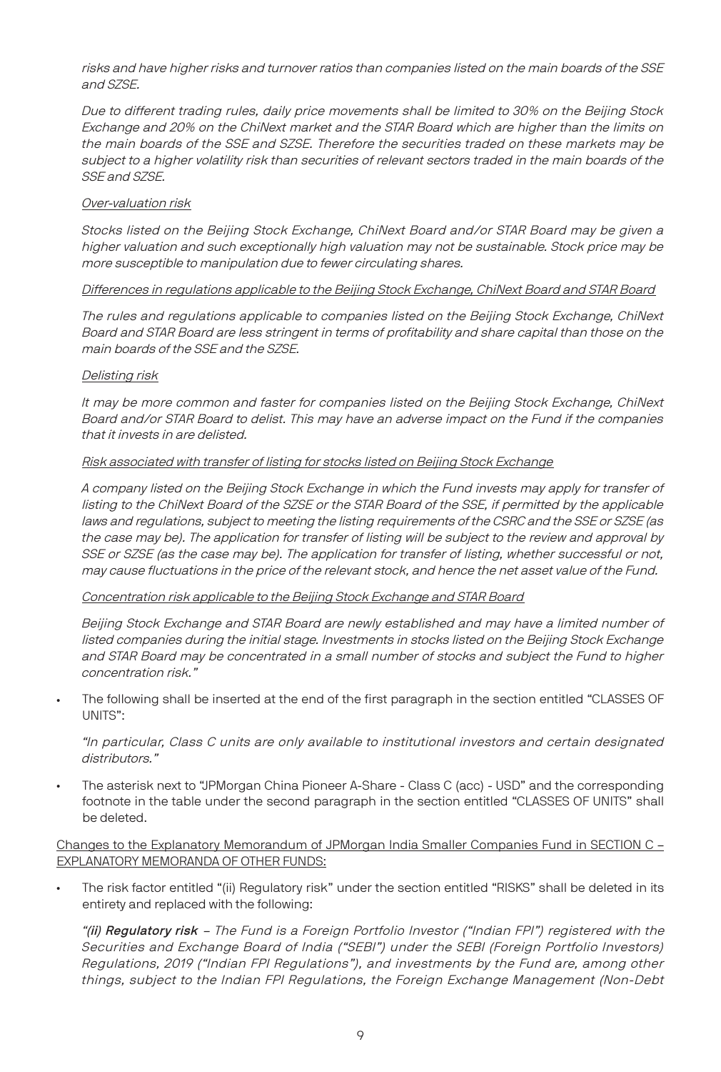*risks and have higher risks and turnover ratios than companies listed on the main boards of the SSE and SZSE.*

*Due to different trading rules, daily price movements shall be limited to 30% on the Beijing Stock Exchange and 20% on the ChiNext market and the STAR Board which are higher than the limits on the main boards of the SSE and SZSE. Therefore the securities traded on these markets may be subject to a higher volatility risk than securities of relevant sectors traded in the main boards of the SSE and SZSE.*

*Over-valuation risk*

*Stocks listed on the Beijing Stock Exchange, ChiNext Board and/or STAR Board may be given a higher valuation and such exceptionally high valuation may not be sustainable. Stock price may be more susceptible to manipulation due to fewer circulating shares.*

*Differences in regulations applicable to the Beijing Stock Exchange, ChiNext Board and STAR Board*

*The rules and regulations applicable to companies listed on the Beijing Stock Exchange, ChiNext Board and STAR Board are less stringent in terms of profitability and share capital than those on the main boards of the SSE and the SZSE.*

*Delisting risk*

*It may be more common and faster for companies listed on the Beijing Stock Exchange, ChiNext Board and/or STAR Board to delist. This may have an adverse impact on the Fund if the companies that it invests in are delisted.*

*Risk associated with transfer of listing for stocks listed on Beijing Stock Exchange*

*A company listed on the Beijing Stock Exchange in which the Fund invests may apply for transfer of listing to the ChiNext Board of the SZSE or the STAR Board of the SSE, if permitted by the applicable laws and regulations, subject to meeting the listing requirements of the CSRC and the SSE or SZSE (as the case may be). The application for transfer of listing will be subject to the review and approval by SSE or SZSE (as the case may be). The application for transfer of listing, whether successful or not, may cause fluctuations in the price of the relevant stock, and hence the net asset value of the Fund.*

*Concentration risk applicable to the Beijing Stock Exchange and STAR Board*

*Beijing Stock Exchange and STAR Board are newly established and may have a limited number of listed companies during the initial stage. Investments in stocks listed on the Beijing Stock Exchange and STAR Board may be concentrated in a small number of stocks and subject the Fund to higher concentration risk."*

- The following shall be inserted at the end of the first paragraph in the section entitled "CLASSES OF UNITS":

  *"In particular, Class C units are only available to institutional investors and certain designated distributors."*

- The asterisk next to "JPMorgan China Pioneer A-Share - Class C (acc) - USD" and the corresponding footnote in the table under the second paragraph in the section entitled "CLASSES OF UNITS" shall be deleted.

Changes to the Explanatory Memorandum of JPMorgan India Smaller Companies Fund in SECTION C – EXPLANATORY MEMORANDA OF OTHER FUNDS:

- The risk factor entitled "(ii) Regulatory risk" under the section entitled "RISKS" shall be deleted in its entirety and replaced with the following:

  ***"(ii) Regulatory risk*** *– The Fund is a Foreign Portfolio Investor ("Indian FPI") registered with the Securities and Exchange Board of India ("SEBI") under the SEBI (Foreign Portfolio Investors) Regulations, 2019 ("Indian FPI Regulations"), and investments by the Fund are, among other things, subject to the Indian FPI Regulations, the Foreign Exchange Management (Non-Debt*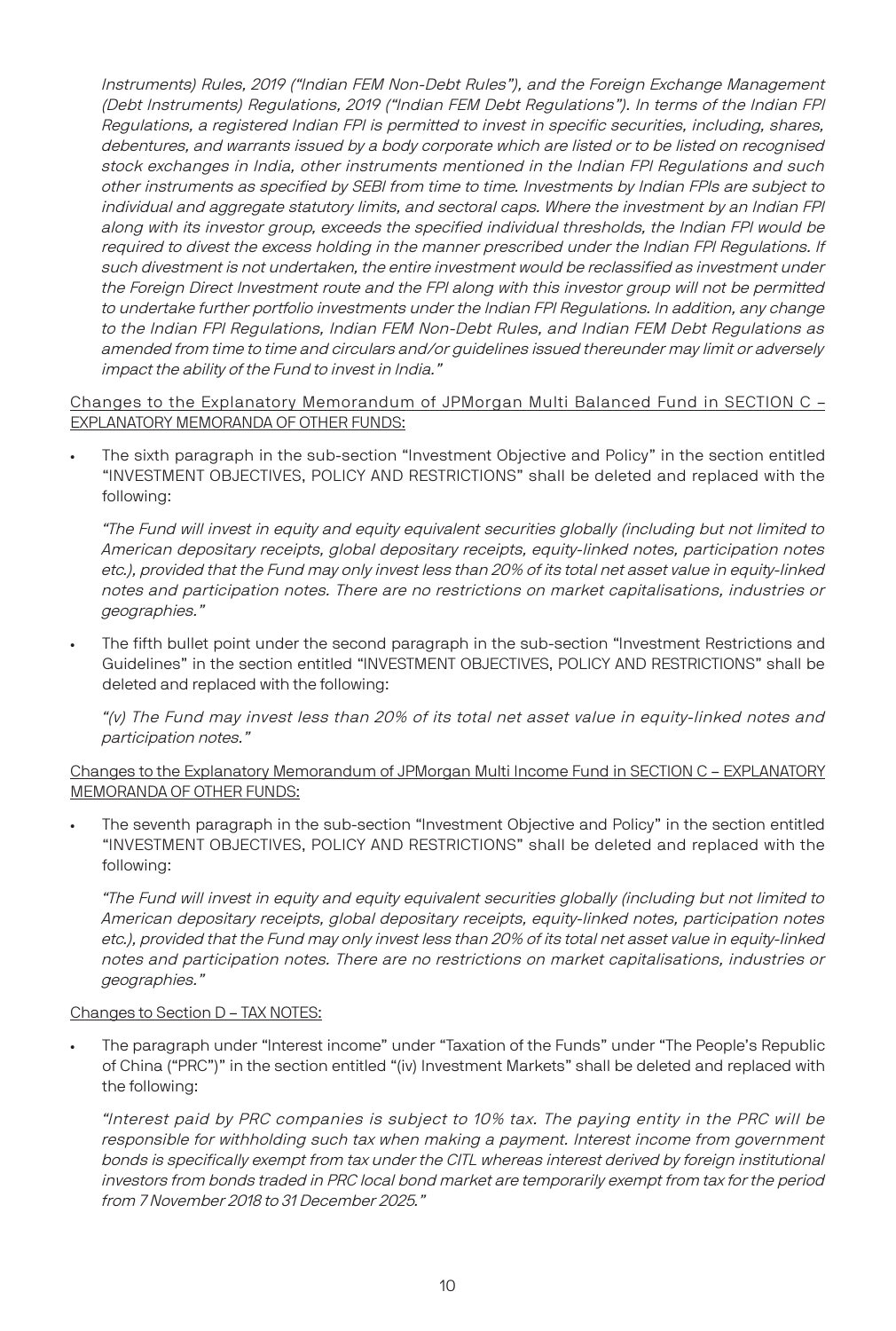*Instruments) Rules, 2019 ("Indian FEM Non-Debt Rules"), and the Foreign Exchange Management (Debt Instruments) Regulations, 2019 ("Indian FEM Debt Regulations"). In terms of the Indian FPI Regulations, a registered Indian FPI is permitted to invest in specific securities, including, shares, debentures, and warrants issued by a body corporate which are listed or to be listed on recognised stock exchanges in India, other instruments mentioned in the Indian FPI Regulations and such other instruments as specified by SEBI from time to time. Investments by Indian FPIs are subject to individual and aggregate statutory limits, and sectoral caps. Where the investment by an Indian FPI along with its investor group, exceeds the specified individual thresholds, the Indian FPI would be required to divest the excess holding in the manner prescribed under the Indian FPI Regulations. If such divestment is not undertaken, the entire investment would be reclassified as investment under the Foreign Direct Investment route and the FPI along with this investor group will not be permitted to undertake further portfolio investments under the Indian FPI Regulations. In addition, any change to the Indian FPI Regulations, Indian FEM Non-Debt Rules, and Indian FEM Debt Regulations as amended from time to time and circulars and/or guidelines issued thereunder may limit or adversely impact the ability of the Fund to invest in India."*

<u>Changes to the Explanatory Memorandum of JPMorgan Multi Balanced Fund in SECTION C – EXPLANATORY MEMORANDA OF OTHER FUNDS:</u>

- The sixth paragraph in the sub-section "Investment Objective and Policy" in the section entitled "INVESTMENT OBJECTIVES, POLICY AND RESTRICTIONS" shall be deleted and replaced with the following:

  *"The Fund will invest in equity and equity equivalent securities globally (including but not limited to American depositary receipts, global depositary receipts, equity-linked notes, participation notes etc.), provided that the Fund may only invest less than 20% of its total net asset value in equity-linked notes and participation notes. There are no restrictions on market capitalisations, industries or geographies."*

- The fifth bullet point under the second paragraph in the sub-section "Investment Restrictions and Guidelines" in the section entitled "INVESTMENT OBJECTIVES, POLICY AND RESTRICTIONS" shall be deleted and replaced with the following:

  *"(v) The Fund may invest less than 20% of its total net asset value in equity-linked notes and participation notes."*

<u>Changes to the Explanatory Memorandum of JPMorgan Multi Income Fund in SECTION C – EXPLANATORY MEMORANDA OF OTHER FUNDS:</u>

- The seventh paragraph in the sub-section "Investment Objective and Policy" in the section entitled "INVESTMENT OBJECTIVES, POLICY AND RESTRICTIONS" shall be deleted and replaced with the following:

  *"The Fund will invest in equity and equity equivalent securities globally (including but not limited to American depositary receipts, global depositary receipts, equity-linked notes, participation notes etc.), provided that the Fund may only invest less than 20% of its total net asset value in equity-linked notes and participation notes. There are no restrictions on market capitalisations, industries or geographies."*

<u>Changes to Section D – TAX NOTES:</u>

- The paragraph under "Interest income" under "Taxation of the Funds" under "The People's Republic of China ("PRC")" in the section entitled "(iv) Investment Markets" shall be deleted and replaced with the following:

  *"Interest paid by PRC companies is subject to 10% tax. The paying entity in the PRC will be responsible for withholding such tax when making a payment. Interest income from government bonds is specifically exempt from tax under the CITL whereas interest derived by foreign institutional investors from bonds traded in PRC local bond market are temporarily exempt from tax for the period from 7 November 2018 to 31 December 2025."*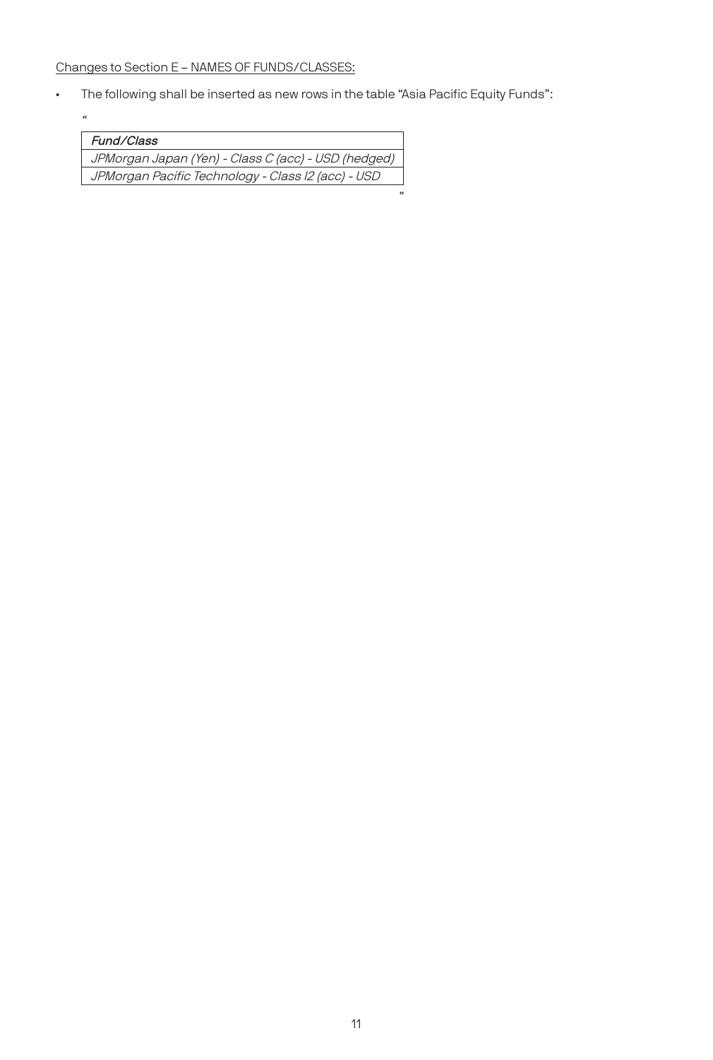Changes to Section E – NAMES OF FUNDS/CLASSES:

- The following shall be inserted as new rows in the table "Asia Pacific Equity Funds":

"

| *Fund/Class* |
| --- |
| *JPMorgan Japan (Yen) - Class C (acc) - USD (hedged)* |
| *JPMorgan Pacific Technology - Class I2 (acc) - USD* |

"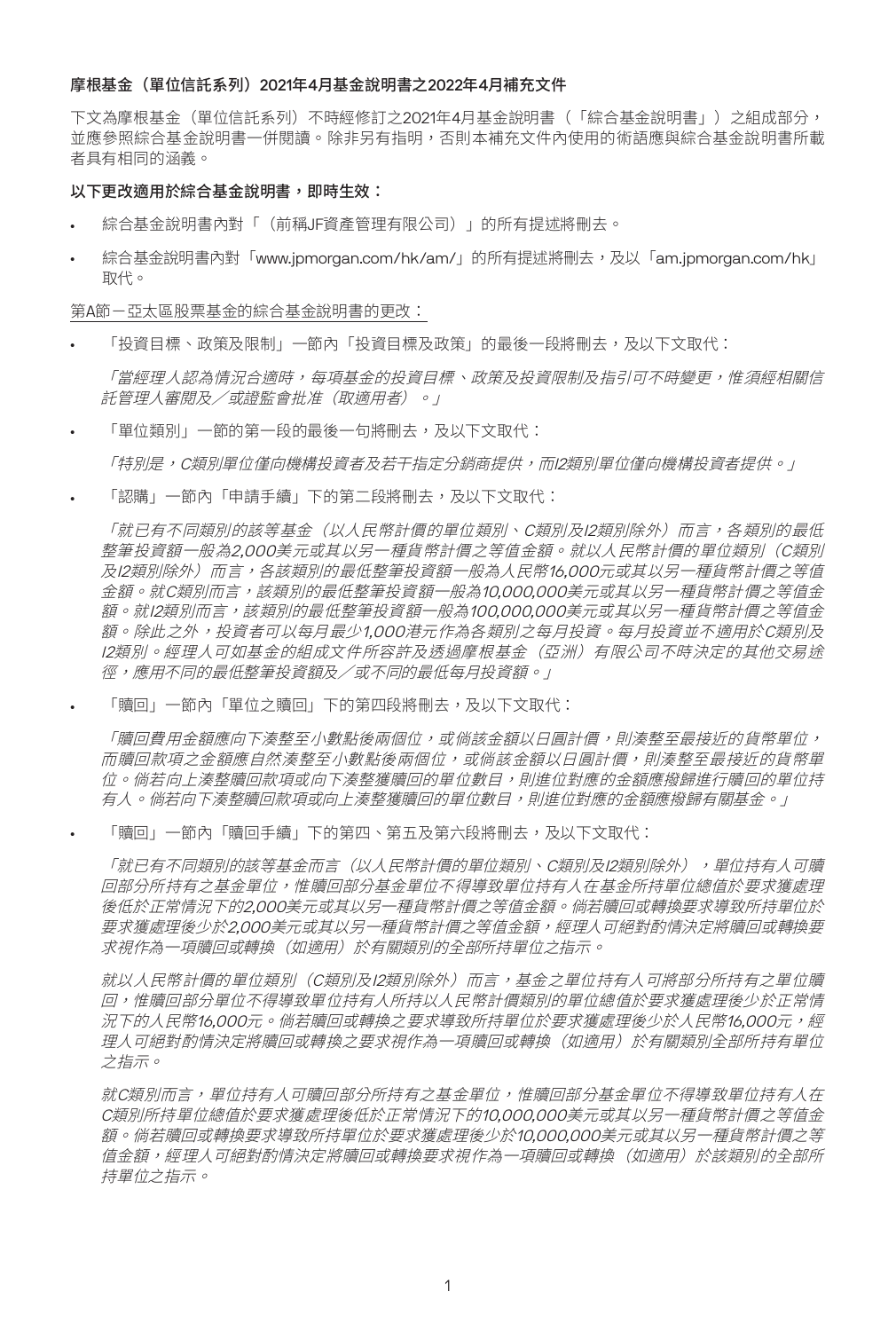**摩根基金（單位信託系列）2021年4月基金說明書之2022年4月補充文件**

下文為摩根基金（單位信託系列）不時經修訂之2021年4月基金說明書（「綜合基金說明書」）之組成部分，並應參照綜合基金說明書一併閱讀。除非另有指明，否則本補充文件內使用的術語應與綜合基金說明書所載者具有相同的涵義。

**以下更改適用於綜合基金說明書，即時生效：**

- 綜合基金說明書內對「（前稱JF資產管理有限公司）」的所有提述將刪去。
- 綜合基金說明書內對「www.jpmorgan.com/hk/am/」的所有提述將刪去，及以「am.jpmorgan.com/hk」取代。

<u>第A節－亞太區股票基金的綜合基金說明書的更改：</u>

- 「投資目標、政策及限制」一節內「投資目標及政策」的最後一段將刪去，及以下文取代：

  *「當經理人認為情況合適時，每項基金的投資目標、政策及投資限制及指引可不時變更，惟須經相關信託管理人審閱及／或證監會批准（取適用者）。」*

- 「單位類別」一節的第一段的最後一句將刪去，及以下文取代：

  *「特別是，C類別單位僅向機構投資者及若干指定分銷商提供，而I2類別單位僅向機構投資者提供。」*

- 「認購」一節內「申請手續」下的第二段將刪去，及以下文取代：

  *「就已有不同類別的該等基金（以人民幣計價的單位類別、C類別及I2類別除外）而言，各類別的最低整筆投資額一般為2,000美元或其以另一種貨幣計價之等值金額。就以人民幣計價的單位類別（C類別及I2類別除外）而言，各該類別的最低整筆投資額一般為人民幣16,000元或其以另一種貨幣計價之等值金額。就C類別而言，該類別的最低整筆投資額一般為10,000,000美元或其以另一種貨幣計價之等值金額。就I2類別而言，該類別的最低整筆投資額一般為100,000,000美元或其以另一種貨幣計價之等值金額。除此之外，投資者可以每月最少1,000港元作為各類別之每月投資。每月投資並不適用於C類別及I2類別。經理人可如基金的組成文件所容許及透過摩根基金（亞洲）有限公司不時決定的其他交易途徑，應用不同的最低整筆投資額及／或不同的最低每月投資額。」*

- 「贖回」一節內「單位之贖回」下的第四段將刪去，及以下文取代：

  *「贖回費用金額應向下湊整至小數點後兩個位，或倘該金額以日圓計價，則湊整至最接近的貨幣單位，而贖回款項之金額應自然湊整至小數點後兩個位，或倘該金額以日圓計價，則湊整至最接近的貨幣單位。倘若向上湊整贖回款項或向下湊整獲贖回的單位數目，則進位對應的金額應撥歸進行贖回的單位持有人。倘若向下湊整贖回款項或向上湊整獲贖回的單位數目，則進位對應的金額應撥歸有關基金。」*

- 「贖回」一節內「贖回手續」下的第四、第五及第六段將刪去，及以下文取代：

  *「就已有不同類別的該等基金而言（以人民幣計價的單位類別、C類別及I2類別除外），單位持有人可贖回部分所持有之基金單位，惟贖回部分基金單位不得導致單位持有人在基金所持單位總值於要求獲處理後低於正常情況下的2,000美元或其以另一種貨幣計價之等值金額。倘若贖回或轉換要求導致所持單位於要求獲處理後少於2,000美元或其以另一種貨幣計價之等值金額，經理人可絕對酌情決定將贖回或轉換要求視作為一項贖回或轉換（如適用）於有關類別的全部所持單位之指示。*

  *就以人民幣計價的單位類別（C類別及I2類別除外）而言，基金之單位持有人可將部分所持有之單位贖回，惟贖回部分單位不得導致單位持有人所持以人民幣計價類別的單位總值於要求獲處理後少於正常情況下的人民幣16,000元。倘若贖回或轉換之要求導致所持單位於要求獲處理後少於人民幣16,000元，經理人可絕對酌情決定將贖回或轉換之要求視作為一項贖回或轉換（如適用）於有關類別全部所持有單位之指示。*

  *就C類別而言，單位持有人可贖回部分所持有之基金單位，惟贖回部分基金單位不得導致單位持有人在C類別所持單位總值於要求獲處理後低於正常情況下的10,000,000美元或其以另一種貨幣計價之等值金額。倘若贖回或轉換要求導致所持單位於要求獲處理後少於10,000,000美元或其以另一種貨幣計價之等值金額，經理人可絕對酌情決定將贖回或轉換要求視作為一項贖回或轉換（如適用）於該類別的全部所持單位之指示。*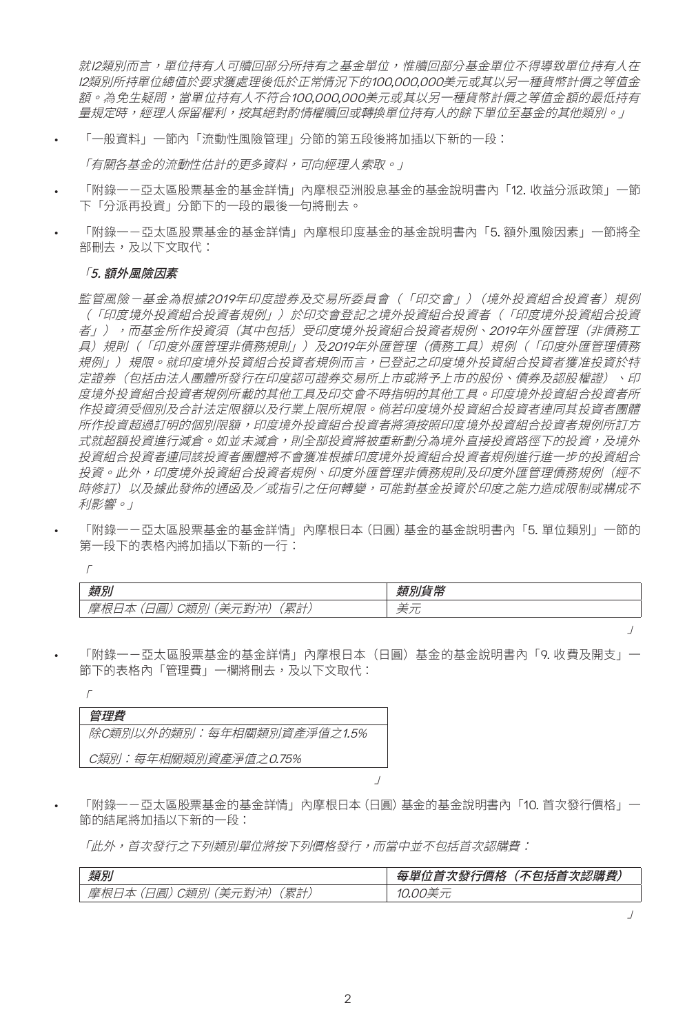*就I2類別而言，單位持有人可贖回部分所持有之基金單位，惟贖回部分基金單位不得導致單位持有人在I2類別所持單位總值於要求獲處理後低於正常情況下的100,000,000美元或其以另一種貨幣計價之等值金額。為免生疑問，當單位持有人不符合100,000,000美元或其以另一種貨幣計價之等值金額的最低持有量規定時，經理人保留權利，按其絕對酌情權贖回或轉換單位持有人的餘下單位至基金的其他類別。」*

- 「一般資料」一節內「流動性風險管理」分節的第五段後將加插以下新的一段：

  *「有關各基金的流動性估計的更多資料，可向經理人索取。」*

- 「附錄一－亞太區股票基金的基金詳情」內摩根亞洲股息基金的基金說明書內「12. 收益分派政策」一節下「分派再投資」分節下的一段的最後一句將刪去。

- 「附錄一－亞太區股票基金的基金詳情」內摩根印度基金的基金說明書內「5. 額外風險因素」一節將全部刪去，及以下文取代：

  ***「5. 額外風險因素***

  *監管風險－基金為根據2019年印度證券及交易所委員會（「印交會」）（境外投資組合投資者）規例（「印度境外投資組合投資者規例」）於印交會登記之境外投資組合投資者（「印度境外投資組合投資者」），而基金所作投資須（其中包括）受印度境外投資組合投資者規例、2019年外匯管理（非債務工具）規則（「印度外匯管理非債務規則」）及2019年外匯管理（債務工具）規例（「印度外匯管理債務規例」）規限。就印度境外投資組合投資者規例而言，已登記之印度境外投資組合投資者獲准投資於特定證券（包括由法人團體所發行在印度認可證券交易所上市或將予上市的股份、債券及認股權證）、印度境外投資組合投資者規例所載的其他工具及印交會不時指明的其他工具。印度境外投資組合投資者所作投資須受個別及合計法定限額以及行業上限所規限。倘若印度境外投資組合投資者連同其投資者團體所作投資超過訂明的個別限額，印度境外投資組合投資者將須按照印度境外投資組合投資者規例所訂方式就超額投資進行減倉。如並未減倉，則全部投資將被重新劃分為境外直接投資路徑下的投資，及境外投資組合投資者連同該投資者團體將不會獲准根據印度境外投資組合投資者規例進行進一步的投資組合投資。此外，印度境外投資組合投資者規例、印度外匯管理非債務規則及印度外匯管理債務規例（經不時修訂）以及據此發佈的通函及／或指引之任何轉變，可能對基金投資於印度之能力造成限制或構成不利影響。」*

- 「附錄一－亞太區股票基金的基金詳情」內摩根日本 (日圓) 基金的基金說明書內「5. 單位類別」一節的第一段下的表格內將加插以下新的一行：

  「

  | ***類別*** | ***類別貨幣*** |
  |---|---|
  | *摩根日本（日圓）C類別（美元對沖）（累計）* | *美元* |

  」

- 「附錄一－亞太區股票基金的基金詳情」內摩根日本（日圓）基金的基金說明書內「9. 收費及開支」一節下的表格內「管理費」一欄將刪去，及以下文取代：

  「

  | ***管理費*** |
  |---|
  | *除C類別以外的類別：每年相關類別資產淨值之1.5%* |
  | *C類別：每年相關類別資產淨值之0.75%* |

  」

- 「附錄一－亞太區股票基金的基金詳情」內摩根日本 (日圓) 基金的基金說明書內「10. 首次發行價格」一節的結尾將加插以下新的一段：

  *「此外，首次發行之下列類別單位將按下列價格發行，而當中並不包括首次認購費：*

  | ***類別*** | ***每單位首次發行價格（不包括首次認購費）*** |
  |---|---|
  | *摩根日本（日圓）C類別（美元對沖）（累計）* | *10.00美元* |

  」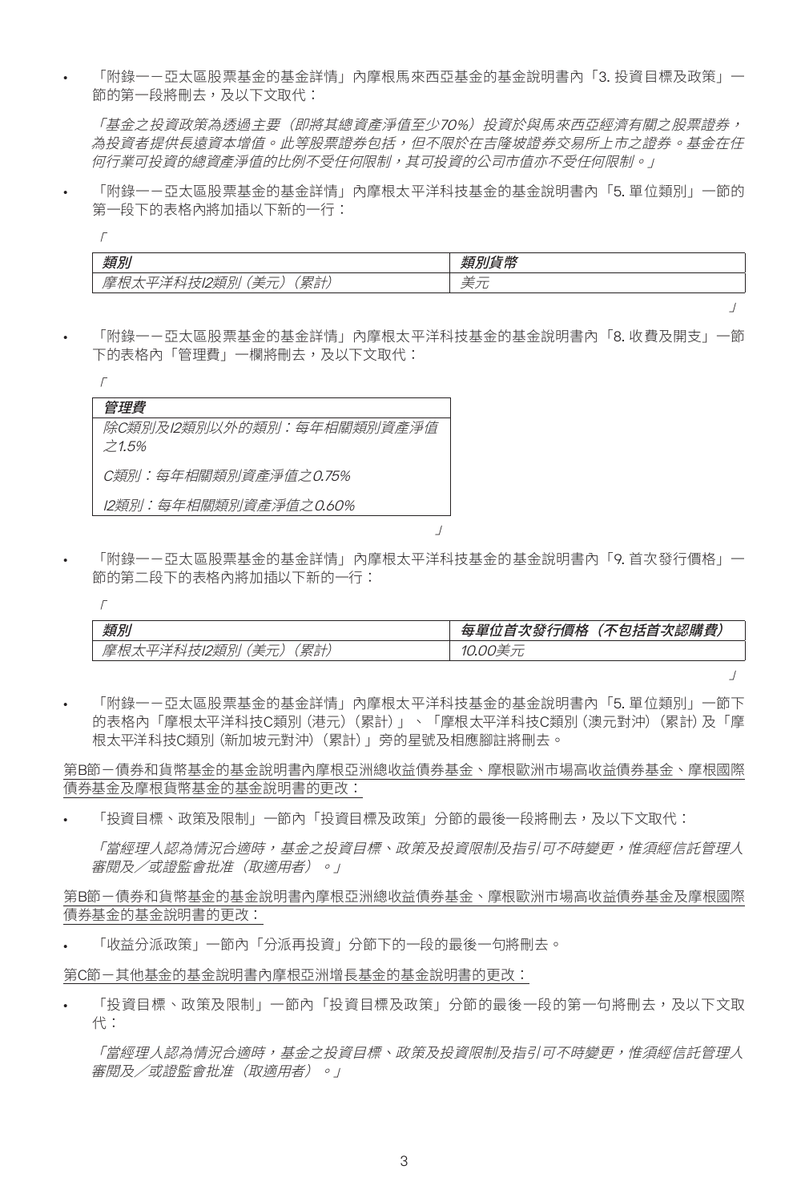- 「附錄一－亞太區股票基金的基金詳情」內摩根馬來西亞基金的基金說明書內「3. 投資目標及政策」一節的第一段將刪去，及以下文取代：

  *「基金之投資政策為透過主要（即將其總資產淨值至少70%）投資於與馬來西亞經濟有關之股票證券，為投資者提供長遠資本增值。此等股票證券包括，但不限於在吉隆坡證券交易所上市之證券。基金在任何行業可投資的總資產淨值的比例不受任何限制，其可投資的公司市值亦不受任何限制。」*

- 「附錄一－亞太區股票基金的基金詳情」內摩根太平洋科技基金的基金說明書內「5. 單位類別」一節的第一段下的表格內將加插以下新的一行：

  「

| *類別* | *類別貨幣* |
|---|---|
| *摩根太平洋科技I2類別（美元）（累計）* | *美元* |

  」

- 「附錄一－亞太區股票基金的基金詳情」內摩根太平洋科技基金的基金說明書內「8. 收費及開支」一節下的表格內「管理費」一欄將刪去，及以下文取代：

  「

| *管理費* |
|---|
| *除C類別及I2類別以外的類別：每年相關類別資產淨值之1.5%*<br>*C類別：每年相關類別資產淨值之0.75%*<br>*I2類別：每年相關類別資產淨值之0.60%* |

  」

- 「附錄一－亞太區股票基金的基金詳情」內摩根太平洋科技基金的基金說明書內「9. 首次發行價格」一節的第二段下的表格內將加插以下新的一行：

  「

| *類別* | *每單位首次發行價格（不包括首次認購費）* |
|---|---|
| *摩根太平洋科技I2類別（美元）（累計）* | *10.00美元* |

  」

- 「附錄一－亞太區股票基金的基金詳情」內摩根太平洋科技基金的基金說明書內「5. 單位類別」一節下的表格內「摩根太平洋科技C類別（港元）（累計）」、「摩根太平洋科技C類別（澳元對沖）（累計）及「摩根太平洋科技C類別（新加坡元對沖）（累計）」旁的星號及相應腳註將刪去。

<u>第B節－債券和貨幣基金的基金說明書內摩根亞洲總收益債券基金、摩根歐洲市場高收益債券基金、摩根國際債券基金及摩根貨幣基金的基金說明書的更改：</u>

- 「投資目標、政策及限制」一節內「投資目標及政策」分節的最後一段將刪去，及以下文取代：

  *「當經理人認為情況合適時，基金之投資目標、政策及投資限制及指引可不時變更，惟須經信託管理人審閱及／或證監會批准（取適用者）。」*

<u>第B節－債券和貨幣基金的基金說明書內摩根亞洲總收益債券基金、摩根歐洲市場高收益債券基金及摩根國際債券基金的基金說明書的更改：</u>

- 「收益分派政策」一節內「分派再投資」分節下的一段的最後一句將刪去。

<u>第C節－其他基金的基金說明書內摩根亞洲增長基金的基金說明書的更改：</u>

- 「投資目標、政策及限制」一節內「投資目標及政策」分節的最後一段的第一句將刪去，及以下文取代：

  *「當經理人認為情況合適時，基金之投資目標、政策及投資限制及指引可不時變更，惟須經信託管理人審閱及／或證監會批准（取適用者）。」*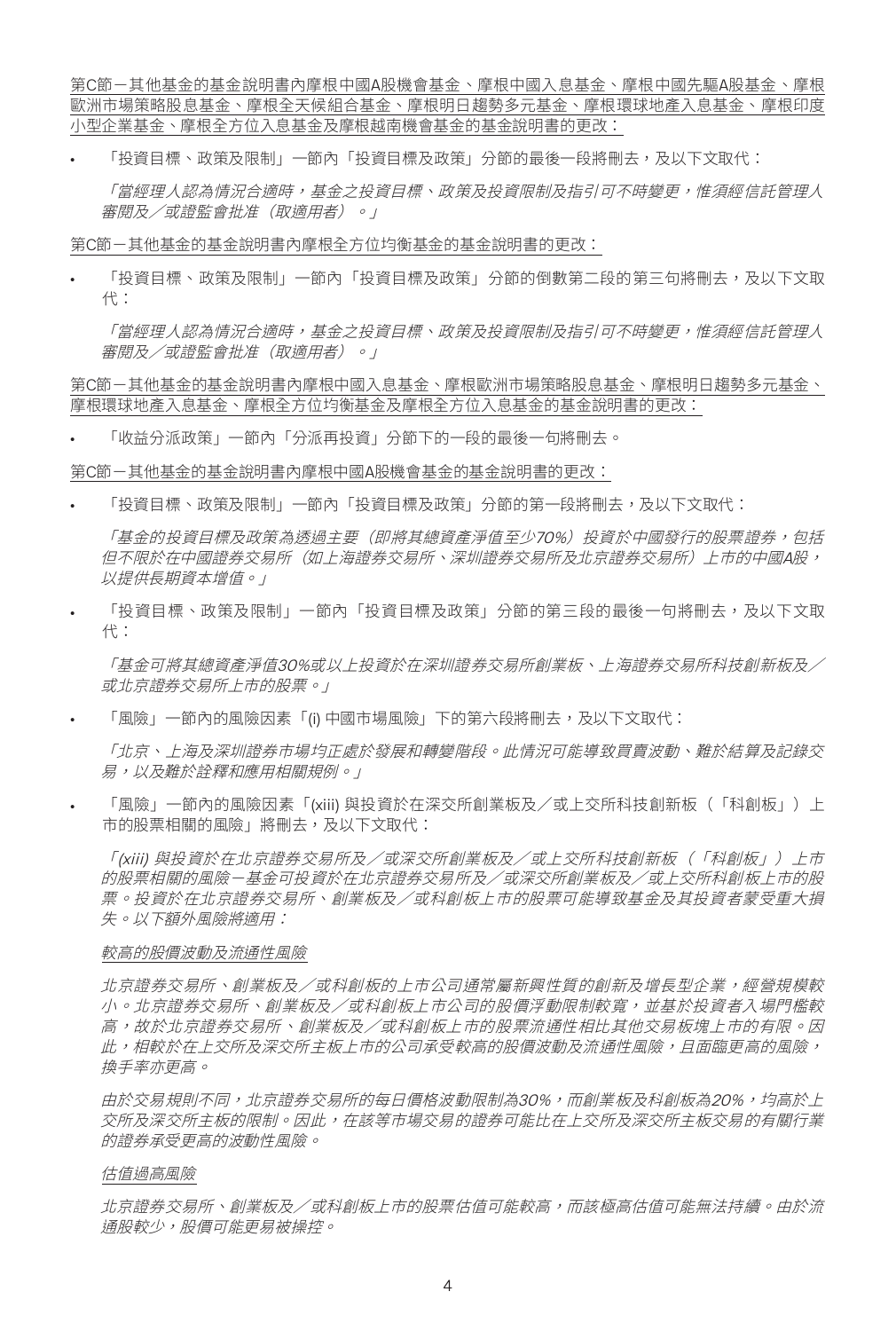第C節－其他基金的基金說明書內摩根中國A股機會基金、摩根中國入息基金、摩根中國先驅A股基金、摩根歐洲市場策略股息基金、摩根全天候組合基金、摩根明日趨勢多元基金、摩根環球地產入息基金、摩根印度小型企業基金、摩根全方位入息基金及摩根越南機會基金的基金說明書的更改：

- 「投資目標、政策及限制」一節內「投資目標及政策」分節的最後一段將刪去，及以下文取代：

  *「當經理人認為情況合適時，基金之投資目標、政策及投資限制及指引可不時變更，惟須經信託管理人審閱及／或證監會批准（取適用者）。」*

第C節－其他基金的基金說明書內摩根全方位均衡基金的基金說明書的更改：

- 「投資目標、政策及限制」一節內「投資目標及政策」分節的倒數第二段的第三句將刪去，及以下文取代：

  *「當經理人認為情況合適時，基金之投資目標、政策及投資限制及指引可不時變更，惟須經信託管理人審閱及／或證監會批准（取適用者）。」*

第C節－其他基金的基金說明書內摩根中國入息基金、摩根歐洲市場策略股息基金、摩根明日趨勢多元基金、摩根環球地產入息基金、摩根全方位均衡基金及摩根全方位入息基金的基金說明書的更改：

- 「收益分派政策」一節內「分派再投資」分節下的一段的最後一句將刪去。

第C節－其他基金的基金說明書內摩根中國A股機會基金的基金說明書的更改：

- 「投資目標、政策及限制」一節內「投資目標及政策」分節的第一段將刪去，及以下文取代：

  *「基金的投資目標及政策為透過主要（即將其總資產淨值至少70%）投資於中國發行的股票證券，包括但不限於在中國證券交易所（如上海證券交易所、深圳證券交易所及北京證券交易所）上市的中國A股，以提供長期資本增值。」*

- 「投資目標、政策及限制」一節內「投資目標及政策」分節的第三段的最後一句將刪去，及以下文取代：

  *「基金可將其總資產淨值30%或以上投資於在深圳證券交易所創業板、上海證券交易所科技創新板及／或北京證券交易所上市的股票。」*

- 「風險」一節內的風險因素「(i) 中國市場風險」下的第六段將刪去，及以下文取代：

  *「北京、上海及深圳證券市場均正處於發展和轉變階段。此情況可能導致買賣波動、難於結算及記錄交易，以及難於詮釋和應用相關規例。」*

- 「風險」一節內的風險因素「(xiii) 與投資於在深交所創業板及／或上交所科技創新板（「科創板」）上市的股票相關的風險」將刪去，及以下文取代：

  *「(xiii) 與投資於在北京證券交易所及／或深交所創業板及／或上交所科技創新板（「科創板」）上市的股票相關的風險－基金可投資於在北京證券交易所及／或深交所創業板及／或上交所科創板上市的股票。投資於在北京證券交易所、創業板及／或科創板上市的股票可能導致基金及其投資者蒙受重大損失。以下額外風險將適用：*

  *<u>較高的股價波動及流通性風險</u>*

  *北京證券交易所、創業板及／或科創板的上市公司通常屬新興性質的創新及增長型企業，經營規模較小。北京證券交易所、創業板及／或科創板上市公司的股價浮動限制較寬，並基於投資者入場門檻較高，故於北京證券交易所、創業板及／或科創板上市的股票流通性相比其他交易板塊上市的有限。因此，相較於在上交所及深交所主板上市的公司承受較高的股價波動及流通性風險，且面臨更高的風險，換手率亦更高。*

  *由於交易規則不同，北京證券交易所的每日價格波動限制為30%，而創業板及科創板為20%，均高於上交所及深交所主板的限制。因此，在該等市場交易的證券可能比在上交所及深交所主板交易的有關行業的證券承受更高的波動性風險。*

  *<u>估值過高風險</u>*

  *北京證券交易所、創業板及／或科創板上市的股票估值可能較高，而該極高估值可能無法持續。由於流通股較少，股價可能更易被操控。*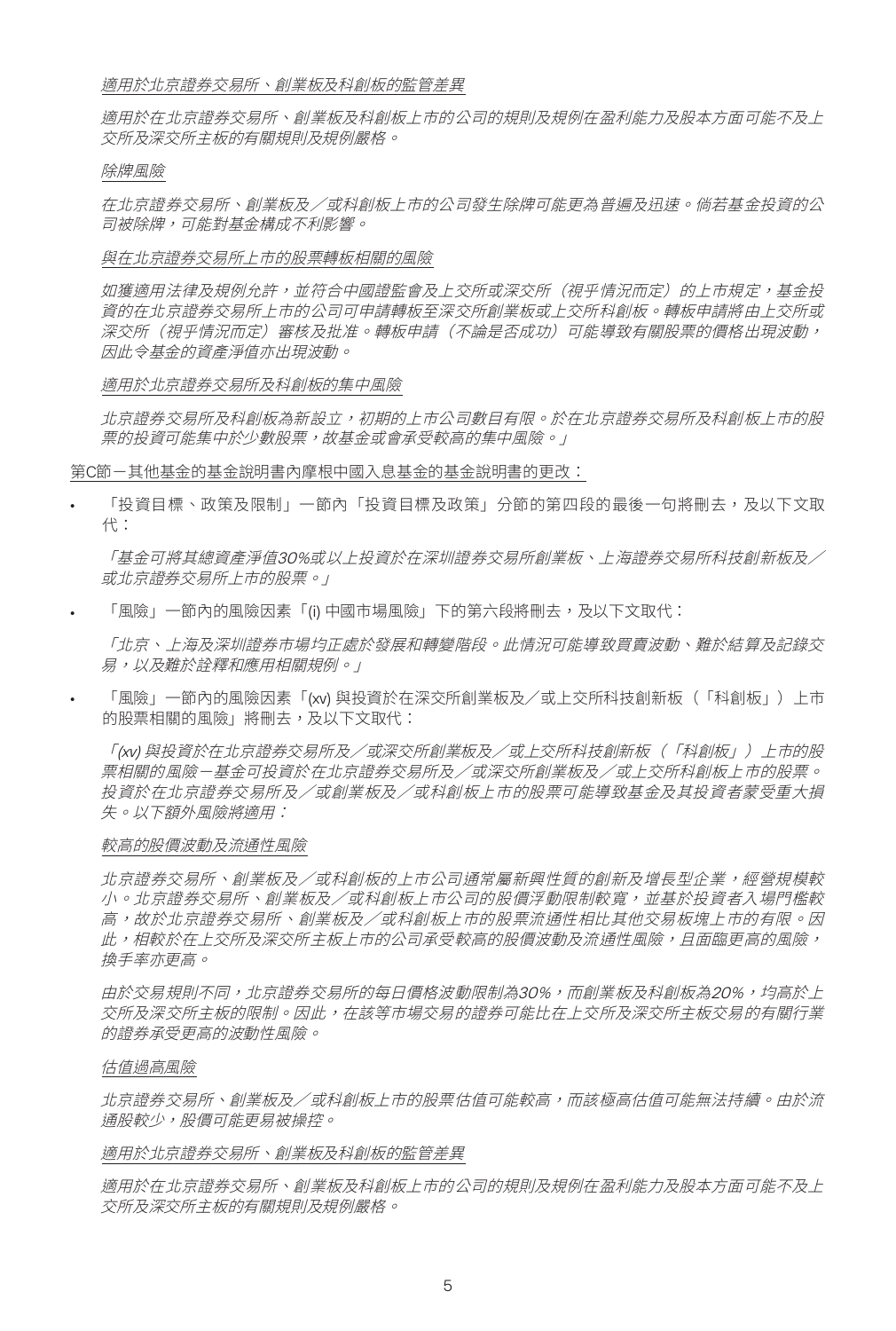*<u>適用於北京證券交易所、創業板及科創板的監管差異</u>*

*適用於在北京證券交易所、創業板及科創板上市的公司的規則及規例在盈利能力及股本方面可能不及上交所及深交所主板的有關規則及規例嚴格。*

*<u>除牌風險</u>*

*在北京證券交易所、創業板及／或科創板上市的公司發生除牌可能更為普遍及迅速。倘若基金投資的公司被除牌，可能對基金構成不利影響。*

*<u>與在北京證券交易所上市的股票轉板相關的風險</u>*

*如獲適用法律及規例允許，並符合中國證監會及上交所或深交所（視乎情況而定）的上市規定，基金投資的在北京證券交易所上市的公司可申請轉板至深交所創業板或上交所科創板。轉板申請將由上交所或深交所（視乎情況而定）審核及批准。轉板申請（不論是否成功）可能導致有關股票的價格出現波動，因此令基金的資產淨值亦出現波動。*

*<u>適用於北京證券交易所及科創板的集中風險</u>*

*北京證券交易所及科創板為新設立，初期的上市公司數目有限。於在北京證券交易所及科創板上市的股票的投資可能集中於少數股票，故基金或會承受較高的集中風險。」*

<u>第C節－其他基金的基金說明書內摩根中國入息基金的基金說明書的更改：</u>

- 「投資目標、政策及限制」一節內「投資目標及政策」分節的第四段的最後一句將刪去，及以下文取代：

  *「基金可將其總資產淨值30%或以上投資於在深圳證券交易所創業板、上海證券交易所科技創新板及／或北京證券交易所上市的股票。」*

- 「風險」一節內的風險因素「(i) 中國市場風險」下的第六段將刪去，及以下文取代：

  *「北京、上海及深圳證券市場均正處於發展和轉變階段。此情況可能導致買賣波動、難於結算及記錄交易，以及難於詮釋和應用相關規例。」*

- 「風險」一節內的風險因素「(xv) 與投資於在深交所創業板及／或上交所科技創新板（「科創板」）上市的股票相關的風險」將刪去，及以下文取代：

  *「(xv) 與投資於在北京證券交易所及／或深交所創業板及／或上交所科技創新板（「科創板」）上市的股票相關的風險－基金可投資於在北京證券交易所及／或深交所創業板及／或上交所科創板上市的股票。投資於在北京證券交易所及／或創業板及／或科創板上市的股票可能導致基金及其投資者蒙受重大損失。以下額外風險將適用：*

  *<u>較高的股價波動及流通性風險</u>*

  *北京證券交易所、創業板及／或科創板的上市公司通常屬新興性質的創新及增長型企業，經營規模較小。北京證券交易所、創業板及／或科創板上市公司的股價浮動限制較寬，並基於投資者入場門檻較高，故於北京證券交易所、創業板及／或科創板上市的股票流通性相比其他交易板塊上市的有限。因此，相較於在上交所及深交所主板上市的公司承受較高的股價波動及流通性風險，且面臨更高的風險，換手率亦更高。*

  *由於交易規則不同，北京證券交易所的每日價格波動限制為30%，而創業板及科創板為20%，均高於上交所及深交所主板的限制。因此，在該等市場交易的證券可能比在上交所及深交所主板交易的有關行業的證券承受更高的波動性風險。*

  *<u>估值過高風險</u>*

  *北京證券交易所、創業板及／或科創板上市的股票估值可能較高，而該極高估值可能無法持續。由於流通股較少，股價可能更易被操控。*

  *<u>適用於北京證券交易所、創業板及科創板的監管差異</u>*

  *適用於在北京證券交易所、創業板及科創板上市的公司的規則及規例在盈利能力及股本方面可能不及上交所及深交所主板的有關規則及規例嚴格。*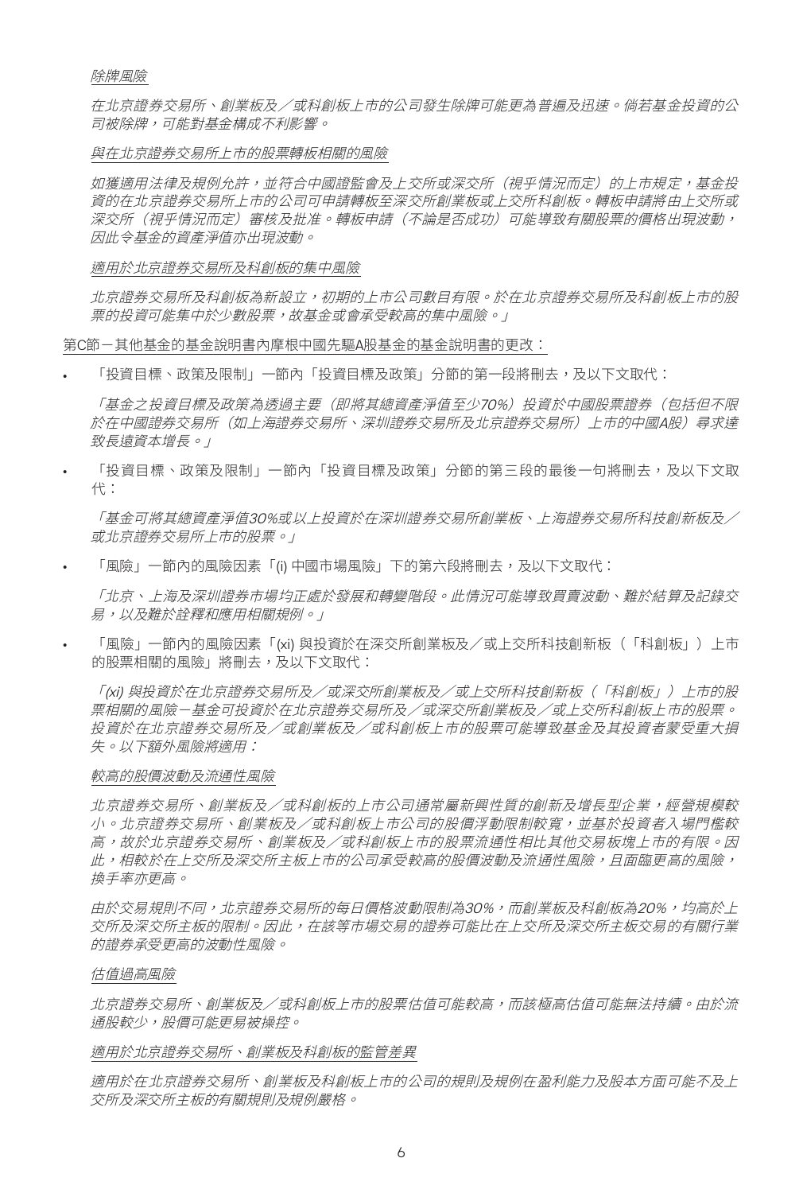*除牌風險*

*在北京證券交易所、創業板及／或科創板上市的公司發生除牌可能更為普遍及迅速。倘若基金投資的公司被除牌，可能對基金構成不利影響。*

*與在北京證券交易所上市的股票轉板相關的風險*

*如獲適用法律及規例允許，並符合中國證監會及上交所或深交所（視乎情況而定）的上市規定，基金投資的在北京證券交易所上市的公司可申請轉板至深交所創業板或上交所科創板。轉板申請將由上交所或深交所（視乎情況而定）審核及批准。轉板申請（不論是否成功）可能導致有關股票的價格出現波動，因此令基金的資產淨值亦出現波動。*

*適用於北京證券交易所及科創板的集中風險*

*北京證券交易所及科創板為新設立，初期的上市公司數目有限。於在北京證券交易所及科創板上市的股票的投資可能集中於少數股票，故基金或會承受較高的集中風險。」*

第C節－其他基金的基金說明書內摩根中國先驅A股基金的基金說明書的更改：

- 「投資目標、政策及限制」一節內「投資目標及政策」分節的第一段將刪去，及以下文取代：

  *「基金之投資目標及政策為透過主要（即將其總資產淨值至少70%）投資於中國股票證券（包括但不限於在中國證券交易所（如上海證券交易所、深圳證券交易所及北京證券交易所）上市的中國A股）尋求達致長遠資本增長。」*

- 「投資目標、政策及限制」一節內「投資目標及政策」分節的第三段的最後一句將刪去，及以下文取代：

  *「基金可將其總資產淨值30%或以上投資於在深圳證券交易所創業板、上海證券交易所科技創新板及／或北京證券交易所上市的股票。」*

- 「風險」一節內的風險因素「(i) 中國市場風險」下的第六段將刪去，及以下文取代：

  *「北京、上海及深圳證券市場均正處於發展和轉變階段。此情況可能導致買賣波動、難於結算及記錄交易，以及難於詮釋和應用相關規例。」*

- 「風險」一節內的風險因素「(xi) 與投資於在深交所創業板及／或上交所科技創新板（「科創板」）上市的股票相關的風險」將刪去，及以下文取代：

  *「(xi) 與投資於在北京證券交易所及／或深交所創業板及／或上交所科技創新板（「科創板」）上市的股票相關的風險－基金可投資於在北京證券交易所及／或深交所創業板及／或上交所科創板上市的股票。投資於在北京證券交易所及／或創業板及／或科創板上市的股票可能導致基金及其投資者蒙受重大損失。以下額外風險將適用：*

*較高的股價波動及流通性風險*

*北京證券交易所、創業板及／或科創板的上市公司通常屬新興性質的創新及增長型企業，經營規模較小。北京證券交易所、創業板及／或科創板上市公司的股價浮動限制較寬，並基於投資者入場門檻較高，故於北京證券交易所、創業板及／或科創板上市的股票流通性相比其他交易板塊上市的有限。因此，相較於在上交所及深交所主板上市的公司承受較高的股價波動及流通性風險，且面臨更高的風險，換手率亦更高。*

*由於交易規則不同，北京證券交易所的每日價格波動限制為30%，而創業板及科創板為20%，均高於上交所及深交所主板的限制。因此，在該等市場交易的證券可能比在上交所及深交所主板交易的有關行業的證券承受更高的波動性風險。*

*估值過高風險*

*北京證券交易所、創業板及／或科創板上市的股票估值可能較高，而該極高估值可能無法持續。由於流通股較少，股價可能更易被操控。*

*適用於北京證券交易所、創業板及科創板的監管差異*

*適用於在北京證券交易所、創業板及科創板上市的公司的規則及規例在盈利能力及股本方面可能不及上交所及深交所主板的有關規則及規例嚴格。*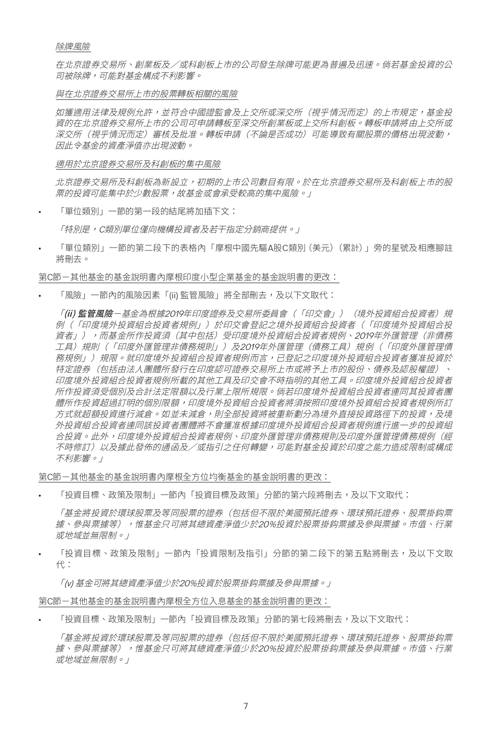*除牌風險*

*在北京證券交易所、創業板及／或科創板上市的公司發生除牌可能更為普遍及迅速。倘若基金投資的公司被除牌，可能對基金構成不利影響。*

*與在北京證券交易所上市的股票轉板相關的風險*

*如獲適用法律及規例允許，並符合中國證監會及上交所或深交所（視乎情況而定）的上市規定，基金投資的在北京證券交易所上市的公司可申請轉板至深交所創業板或上交所科創板。轉板申請將由上交所或深交所（視乎情況而定）審核及批准。轉板申請（不論是否成功）可能導致有關股票的價格出現波動，因此令基金的資產淨值亦出現波動。*

*適用於北京證券交易所及科創板的集中風險*

*北京證券交易所及科創板為新設立，初期的上市公司數目有限。於在北京證券交易所及科創板上市的股票的投資可能集中於少數股票，故基金或會承受較高的集中風險。」*

- 「單位類別」一節的第一段的結尾將加插下文：

  *「特別是，C類別單位僅向機構投資者及若干指定分銷商提供。」*

- 「單位類別」一節的第二段下的表格內「摩根中國先驅A股C類別（美元）（累計）」旁的星號及相應腳註將刪去。

第C節－其他基金的基金說明書內摩根印度小型企業基金的基金說明書的更改：

- 「風險」一節內的風險因素「(ii) 監管風險」將全部刪去，及以下文取代：

  *「**(ii) 監管風險**－基金為根據2019年印度證券及交易所委員會（「印交會」）（境外投資組合投資者）規例（「印度境外投資組合投資者規例」）於印交會登記之境外投資組合投資者（「印度境外投資組合投資者」），而基金所作投資須（其中包括）受印度境外投資組合投資者規例、2019年外匯管理（非債務工具）規則（「印度外匯管理非債務規則」）及2019年外匯管理（債務工具）規例（「印度外匯管理債務規例」）規限。就印度境外投資組合投資者規例而言，已登記之印度境外投資組合投資者獲准投資於特定證券（包括由法人團體所發行在印度認可證券交易所上市或將予上市的股份、債券及認股權證）、印度境外投資組合投資者規例所載的其他工具及印交會不時指明的其他工具。印度境外投資組合投資者所作投資須受個別及合計法定限額以及行業上限所規限。倘若印度境外投資組合投資者連同其投資者團體所作投資超過訂明的個別限額，印度境外投資組合投資者將須按照印度境外投資組合投資者規例所訂方式就超額投資進行減倉。如並未減倉，則全部投資將被重新劃分為境外直接投資路徑下的投資，及境外投資組合投資者連同該投資者團體將不會獲准根據印度境外投資組合投資者規例進行進一步的投資組合投資。此外，印度境外投資組合投資者規例、印度外匯管理非債務規則及印度外匯管理債務規例（經不時修訂）以及據此發佈的通函及／或指引之任何轉變，可能對基金投資於印度之能力造成限制或構成不利影響。」*

第C節－其他基金的基金說明書內摩根全方位均衡基金的基金說明書的更改：

- 「投資目標、政策及限制」一節內「投資目標及政策」分節的第六段將刪去，及以下文取代：

  *「基金將投資於環球股票及等同股票的證券（包括但不限於美國預託證券、環球預託證券、股票掛鈎票據、參與票據等），惟基金只可將其總資產淨值少於20%投資於股票掛鈎票據及參與票據。市值、行業或地域並無限制。」*

- 「投資目標、政策及限制」一節內「投資限制及指引」分節的第二段下的第五點將刪去，及以下文取代：

  *「(v) 基金可將其總資產淨值少於20%投資於股票掛鈎票據及參與票據。」*

第C節－其他基金的基金說明書內摩根全方位入息基金的基金說明書的更改：

- 「投資目標、政策及限制」一節內「投資目標及政策」分節的第七段將刪去，及以下文取代：

  *「基金將投資於環球股票及等同股票的證券（包括但不限於美國預託證券、環球預託證券、股票掛鈎票據、參與票據等），惟基金只可將其總資產淨值少於20%投資於股票掛鈎票據及參與票據。市值、行業或地域並無限制。」*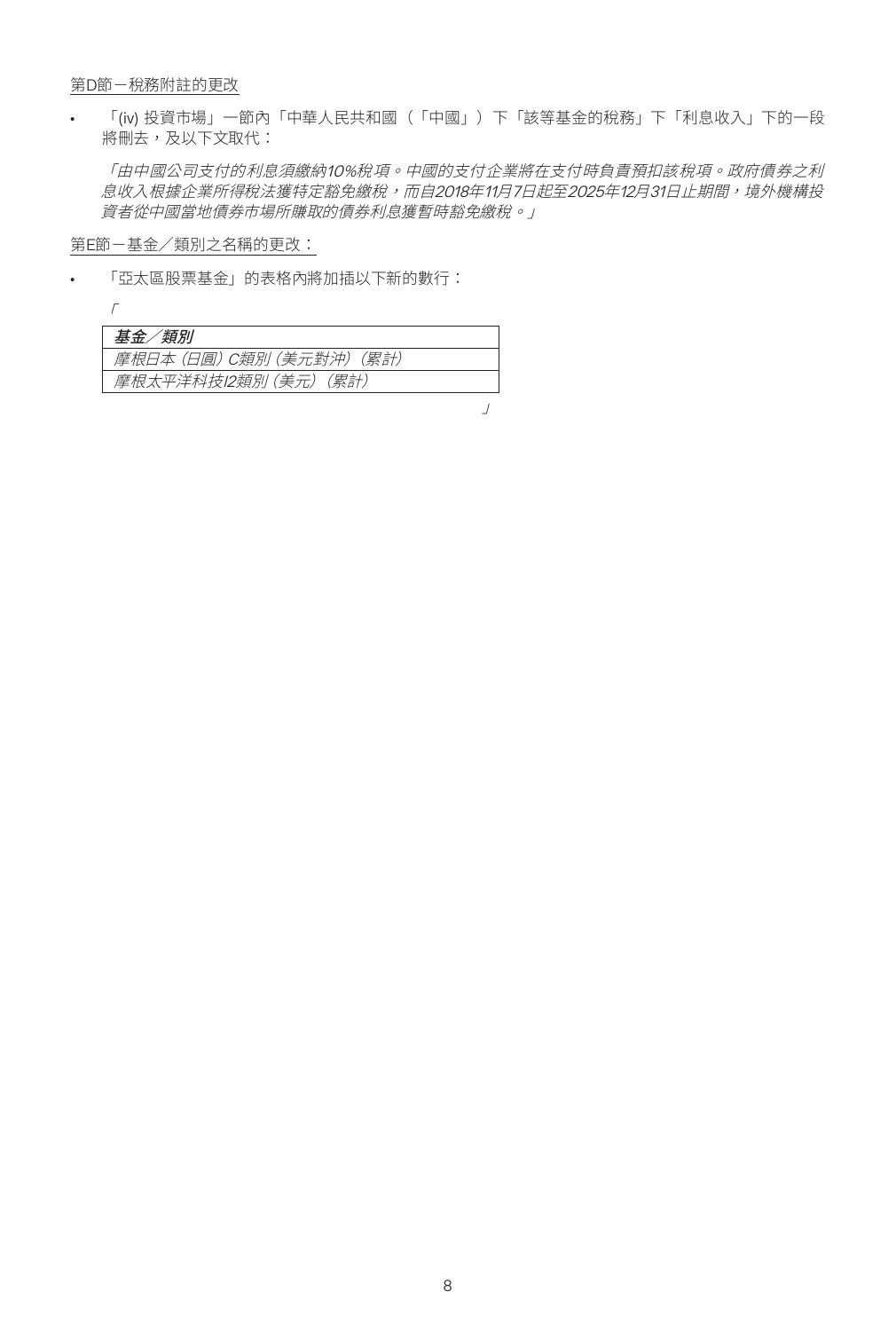第D節－稅務附註的更改

- 「(iv) 投資市場」一節內「中華人民共和國（「中國」）下「該等基金的稅務」下「利息收入」下的一段將刪去，及以下文取代：

  *「由中國公司支付的利息須繳納10%稅項。中國的支付企業將在支付時負責預扣該稅項。政府債券之利息收入根據企業所得稅法獲特定豁免繳稅，而自2018年11月7日起至2025年12月31日止期間，境外機構投資者從中國當地債券市場所賺取的債券利息獲暫時豁免繳稅。」*

第E節－基金／類別之名稱的更改：

- 「亞太區股票基金」的表格內將加插以下新的數行：

「

| ***基金／類別*** |
|---|
| *摩根日本（日圓）C類別（美元對沖）（累計）* |
| *摩根太平洋科技I2類別（美元）（累計）* |

」